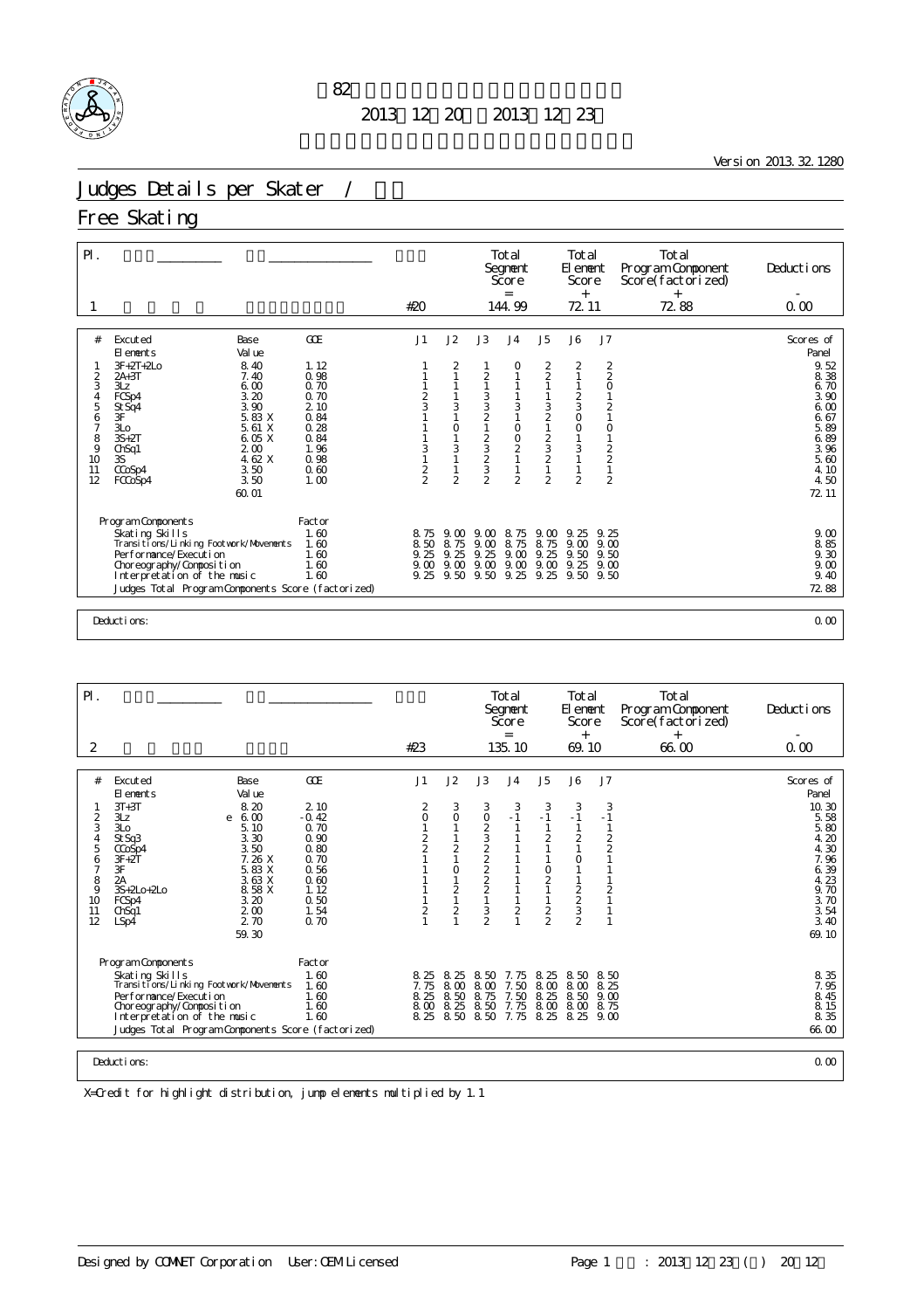# 第82回全日本フィギュアスケート選手権大会

2013年12月20日～2013年12月23日

Version 2013.32.1280

## Judges Details per Skater / 採点詳細

## Free Skating

| Pl. | | | # | Total Segment Score = | Total Element Score + | Total Program Component Score (factorized) + | Deductions - |
|---|---|---|---|---|---|---|---|
| 1 | | | #20 | 144.99 | 72.11 | 72.88 | 0.00 |

| # | Excuted Elements | | Base Value | GOE | J1 | J2 | J3 | J4 | J5 | J6 | J7 | Scores of Panel |
|---|---|---|---|---|---|---|---|---|---|---|---|---|
| 1 | 3F+2T+2Lo | | 8.40 | 1.12 | 1 | 2 | 1 | 0 | 2 | 2 | 2 | 9.52 |
| 2 | 2A+3T | | 7.40 | 0.98 | 1 | 1 | 2 | 1 | 2 | 1 | 2 | 8.38 |
| 3 | 3Lz | | 6.00 | 0.70 | 1 | 1 | 1 | 1 | 1 | 1 | 0 | 6.70 |
| 4 | FCSp4 | | 3.20 | 0.70 | 2 | 1 | 3 | 1 | 1 | 2 | 1 | 3.90 |
| 5 | StSq4 | | 3.90 | 2.10 | 3 | 3 | 3 | 3 | 3 | 3 | 2 | 6.00 |
| 6 | 3F | | 5.83 X | 0.84 | 1 | 1 | 2 | 1 | 2 | 0 | 1 | 6.67 |
| 7 | 3Lo | | 5.61 X | 0.28 | 1 | 0 | 1 | 0 | 1 | 0 | 0 | 5.89 |
| 8 | 3S+2T | | 6.05 X | 0.84 | 1 | 1 | 2 | 0 | 2 | 1 | 1 | 6.89 |
| 9 | ChSq1 | | 2.00 | 1.96 | 3 | 3 | 3 | 2 | 3 | 3 | 2 | 3.96 |
| 10 | 3S | | 4.62 X | 0.98 | 1 | 1 | 2 | 1 | 2 | 1 | 2 | 5.60 |
| 11 | CCoSp4 | | 3.50 | 0.60 | 2 | 1 | 3 | 1 | 1 | 1 | 1 | 4.10 |
| 12 | FCCoSp4 | | 3.50 | 1.00 | 2 | 2 | 2 | 2 | 2 | 2 | 2 | 4.50 |
| | | | 60.01 | | | | | | | | | 72.11 |

| Program Components | Factor | J1 | J2 | J3 | J4 | J5 | J6 | J7 | |
|---|---|---|---|---|---|---|---|---|---|
| Skating Skills | 1.60 | 8.75 | 9.00 | 9.00 | 8.75 | 9.00 | 9.25 | 9.25 | 9.00 |
| Transitions/Linking Footwork/Movements | 1.60 | 8.50 | 8.75 | 9.00 | 8.75 | 8.75 | 9.00 | 9.00 | 8.85 |
| Performance/Execution | 1.60 | 9.25 | 9.25 | 9.25 | 9.00 | 9.25 | 9.50 | 9.50 | 9.30 |
| Choreography/Composition | 1.60 | 9.00 | 9.00 | 9.00 | 9.00 | 9.00 | 9.25 | 9.00 | 9.00 |
| Interpretation of the music | 1.60 | 9.25 | 9.50 | 9.50 | 9.25 | 9.25 | 9.50 | 9.50 | 9.40 |
| Judges Total Program Components Score (factorized) | | | | | | | | | 72.88 |

Deductions: 0.00

| Pl. | | | # | Total Segment Score = | Total Element Score + | Total Program Component Score (factorized) + | Deductions - |
|---|---|---|---|---|---|---|---|
| 2 | | | #23 | 135.10 | 69.10 | 66.00 | 0.00 |

| # | Excuted Elements | | Base Value | GOE | J1 | J2 | J3 | J4 | J5 | J6 | J7 | Scores of Panel |
|---|---|---|---|---|---|---|---|---|---|---|---|---|
| 1 | 3T+3T | | 8.20 | 2.10 | 2 | 3 | 3 | 3 | 3 | 3 | 3 | 10.30 |
| 2 | 3Lz | e | 6.00 | -0.42 | 0 | 0 | 0 | -1 | -1 | -1 | -1 | 5.58 |
| 3 | 3Lo | | 5.10 | 0.70 | 1 | 1 | 2 | 1 | 1 | 1 | 1 | 5.80 |
| 4 | StSq3 | | 3.30 | 0.90 | 2 | 1 | 3 | 1 | 2 | 2 | 2 | 4.20 |
| 5 | CCoSp4 | | 3.50 | 0.80 | 2 | 2 | 2 | 1 | 1 | 1 | 2 | 4.30 |
| 6 | 3F+2T | | 7.26 X | 0.70 | 1 | 1 | 2 | 1 | 1 | 0 | 1 | 7.96 |
| 7 | 3F | | 5.83 X | 0.56 | 1 | 0 | 2 | 1 | 0 | 1 | 1 | 6.39 |
| 8 | 2A | | 3.63 X | 0.60 | 1 | 1 | 2 | 1 | 2 | 1 | 1 | 4.23 |
| 9 | 3S+2Lo+2Lo | | 8.58 X | 1.12 | 1 | 2 | 2 | 1 | 1 | 2 | 2 | 9.70 |
| 10 | FCSp4 | | 3.20 | 0.50 | 1 | 1 | 1 | 1 | 1 | 2 | 1 | 3.70 |
| 11 | ChSq1 | | 2.00 | 1.54 | 2 | 2 | 3 | 2 | 2 | 3 | 1 | 3.54 |
| 12 | LSp4 | | 2.70 | 0.70 | 1 | 1 | 2 | 1 | 2 | 2 | 1 | 3.40 |
| | | | 59.30 | | | | | | | | | 69.10 |

| Program Components | Factor | J1 | J2 | J3 | J4 | J5 | J6 | J7 | |
|---|---|---|---|---|---|---|---|---|---|
| Skating Skills | 1.60 | 8.25 | 8.25 | 8.50 | 7.75 | 8.25 | 8.50 | 8.50 | 8.35 |
| Transitions/Linking Footwork/Movements | 1.60 | 7.75 | 8.00 | 8.00 | 7.50 | 8.00 | 8.00 | 8.25 | 7.95 |
| Performance/Execution | 1.60 | 8.25 | 8.50 | 8.75 | 7.50 | 8.25 | 8.50 | 9.00 | 8.45 |
| Choreography/Composition | 1.60 | 8.00 | 8.25 | 8.50 | 7.75 | 8.00 | 8.00 | 8.75 | 8.15 |
| Interpretation of the music | 1.60 | 8.25 | 8.50 | 8.50 | 7.75 | 8.25 | 8.25 | 9.00 | 8.35 |
| Judges Total Program Components Score (factorized) | | | | | | | | | 66.00 |

Deductions: 0.00

X=Credit for highlight distribution, jump elements multiplied by 1.1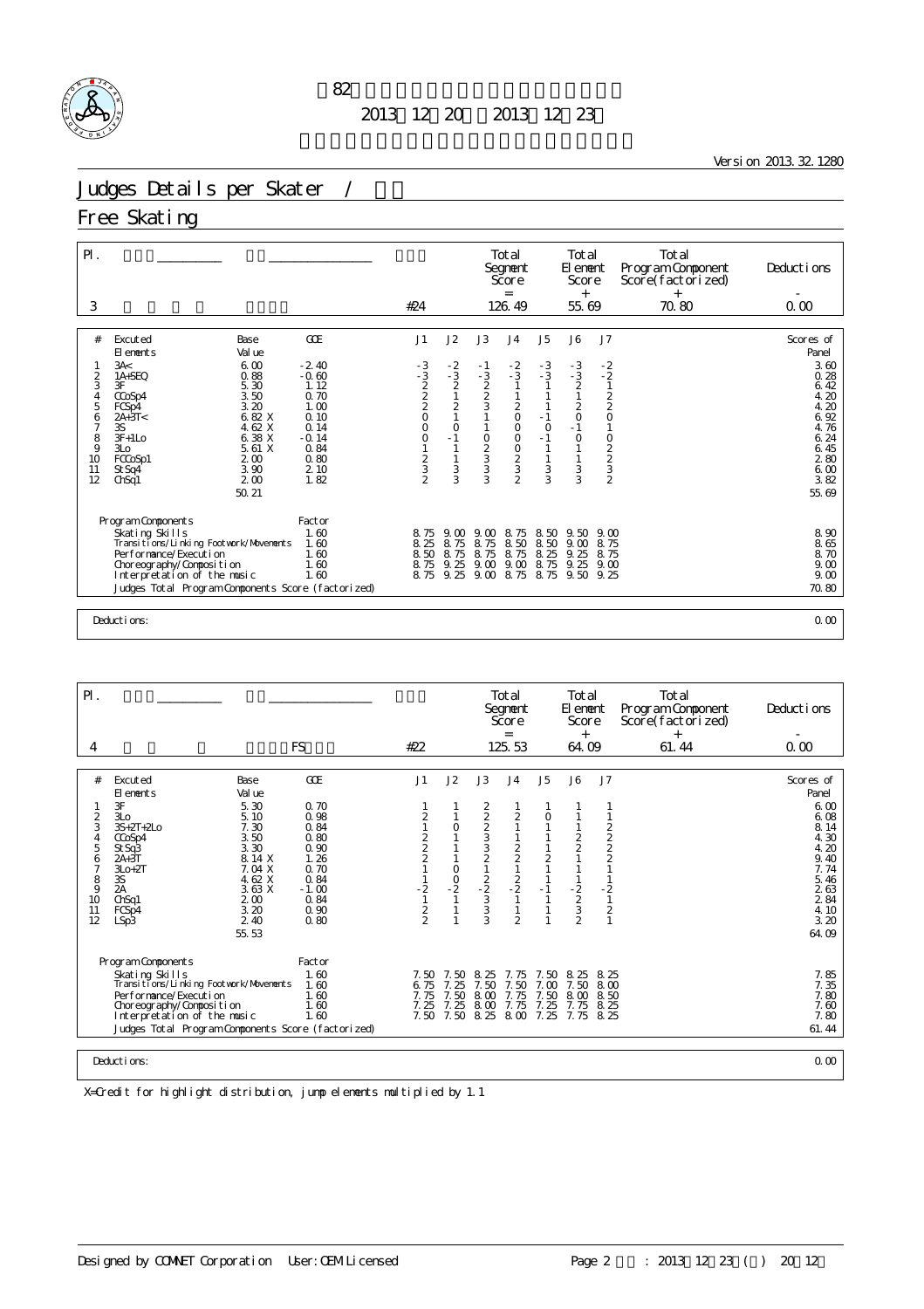第82回全日本フィギュアスケート選手権大会

2013年12月20日 ～ 2013年12月23日

Version 2013.32.1280

# Judges Details per Skater / 男子

## Free Skating

| Pl. | Name | Nation | Starting Number | Total Segment Score = | Total Element Score + | Total Program Component Score (factorized) + | Deductions - |
|---|---|---|---|---|---|---|---|
| 3 | | | #24 | 126.49 | 55.69 | 70.80 | 0.00 |

| # | Executed Elements | Base Value | GOE | J1 | J2 | J3 | J4 | J5 | J6 | J7 | Scores of Panel |
|---|---|---|---|---|---|---|---|---|---|---|---|
| 1 | 3A< | 6.00 | -2.40 | -3 | -2 | -1 | -2 | -3 | -3 | -2 | 3.60 |
| 2 | 1A+SEQ | 0.88 | -0.60 | -3 | -3 | -3 | -3 | -3 | -3 | -2 | 0.28 |
| 3 | 3F | 5.30 | 1.12 | 2 | 2 | 2 | 1 | 1 | 2 | 1 | 6.42 |
| 4 | CCoSp4 | 3.50 | 0.70 | 2 | 1 | 2 | 1 | 1 | 1 | 2 | 4.20 |
| 5 | FCSp4 | 3.20 | 1.00 | 2 | 2 | 3 | 2 | 1 | 2 | 2 | 4.20 |
| 6 | 2A+3T< | 6.82 X | 0.10 | 0 | 1 | 1 | 0 | -1 | 0 | 0 | 6.92 |
| 7 | 3S | 4.62 X | 0.14 | 0 | 0 | 1 | 0 | 0 | -1 | 1 | 4.76 |
| 8 | 3F+1Lo | 6.38 X | -0.14 | 0 | -1 | 0 | 0 | -1 | 0 | 0 | 6.24 |
| 9 | 3Lo | 5.61 X | 0.84 | 1 | 1 | 2 | 0 | 1 | 1 | 2 | 6.45 |
| 10 | FCCoSp1 | 2.00 | 0.80 | 2 | 1 | 3 | 2 | 1 | 1 | 2 | 2.80 |
| 11 | StSq4 | 3.90 | 2.10 | 3 | 3 | 3 | 3 | 3 | 3 | 3 | 6.00 |
| 12 | ChSq1 | 2.00 | 1.82 | 2 | 3 | 3 | 2 | 3 | 3 | 2 | 3.82 |
| | | 50.21 | | | | | | | | | 55.69 |

| Program Components | Factor | J1 | J2 | J3 | J4 | J5 | J6 | J7 | |
|---|---|---|---|---|---|---|---|---|---|
| Skating Skills | 1.60 | 8.75 | 9.00 | 9.00 | 8.75 | 8.50 | 9.50 | 9.00 | 8.90 |
| Transitions/Linking Footwork/Movements | 1.60 | 8.25 | 8.75 | 8.75 | 8.50 | 8.50 | 9.00 | 8.75 | 8.65 |
| Performance/Execution | 1.60 | 8.50 | 8.75 | 8.75 | 8.75 | 8.25 | 9.25 | 8.75 | 8.70 |
| Choreography/Composition | 1.60 | 8.75 | 9.25 | 9.00 | 9.00 | 8.75 | 9.25 | 9.00 | 9.00 |
| Interpretation of the music | 1.60 | 8.75 | 9.25 | 9.00 | 8.75 | 8.75 | 9.50 | 9.25 | 9.00 |
| Judges Total Program Components Score (factorized) | | | | | | | | | 70.80 |

Deductions: 0.00

| Pl. | Name | Nation | Starting Number | Total Segment Score = | Total Element Score + | Total Program Component Score (factorized) + | Deductions - |
|---|---|---|---|---|---|---|---|
| 4 | | FS | #22 | 125.53 | 64.09 | 61.44 | 0.00 |

| # | Executed Elements | Base Value | GOE | J1 | J2 | J3 | J4 | J5 | J6 | J7 | Scores of Panel |
|---|---|---|---|---|---|---|---|---|---|---|---|
| 1 | 3F | 5.30 | 0.70 | 1 | 1 | 2 | 1 | 1 | 1 | 1 | 6.00 |
| 2 | 3Lo | 5.10 | 0.98 | 2 | 1 | 2 | 2 | 0 | 1 | 1 | 6.08 |
| 3 | 3S+2T+2Lo | 7.30 | 0.84 | 1 | 0 | 2 | 1 | 1 | 1 | 2 | 8.14 |
| 4 | CCoSp4 | 3.50 | 0.80 | 2 | 1 | 3 | 1 | 1 | 2 | 2 | 4.30 |
| 5 | StSq3 | 3.30 | 0.90 | 2 | 1 | 3 | 2 | 1 | 2 | 2 | 4.20 |
| 6 | 2A+3T | 8.14 X | 1.26 | 2 | 1 | 2 | 2 | 2 | 1 | 2 | 9.40 |
| 7 | 3Lo+2T | 7.04 X | 0.70 | 1 | 0 | 1 | 1 | 1 | 1 | 1 | 7.74 |
| 8 | 3S | 4.62 X | 0.84 | 1 | 0 | 2 | 2 | 1 | 1 | 1 | 5.46 |
| 9 | 2A | 3.63 X | -1.00 | -2 | -2 | -2 | -2 | -1 | -2 | -2 | 2.63 |
| 10 | ChSq1 | 2.00 | 0.84 | 1 | 1 | 3 | 1 | 1 | 2 | 1 | 2.84 |
| 11 | FCSp4 | 3.20 | 0.90 | 2 | 1 | 3 | 1 | 1 | 3 | 2 | 4.10 |
| 12 | LSp3 | 2.40 | 0.80 | 2 | 1 | 3 | 2 | 1 | 2 | 1 | 3.20 |
| | | 55.53 | | | | | | | | | 64.09 |

| Program Components | Factor | J1 | J2 | J3 | J4 | J5 | J6 | J7 | |
|---|---|---|---|---|---|---|---|---|---|
| Skating Skills | 1.60 | 7.50 | 7.50 | 8.25 | 7.75 | 7.50 | 8.25 | 8.25 | 7.85 |
| Transitions/Linking Footwork/Movements | 1.60 | 6.75 | 7.25 | 7.50 | 7.50 | 7.00 | 7.50 | 8.00 | 7.35 |
| Performance/Execution | 1.60 | 7.75 | 7.50 | 8.00 | 7.75 | 7.50 | 8.00 | 8.50 | 7.80 |
| Choreography/Composition | 1.60 | 7.25 | 7.25 | 8.00 | 7.75 | 7.25 | 7.75 | 8.25 | 7.60 |
| Interpretation of the music | 1.60 | 7.50 | 7.50 | 8.25 | 8.00 | 7.25 | 7.75 | 8.25 | 7.80 |
| Judges Total Program Components Score (factorized) | | | | | | | | | 61.44 |

Deductions: 0.00

X=Credit for highlight distribution, jump elements multiplied by 1.1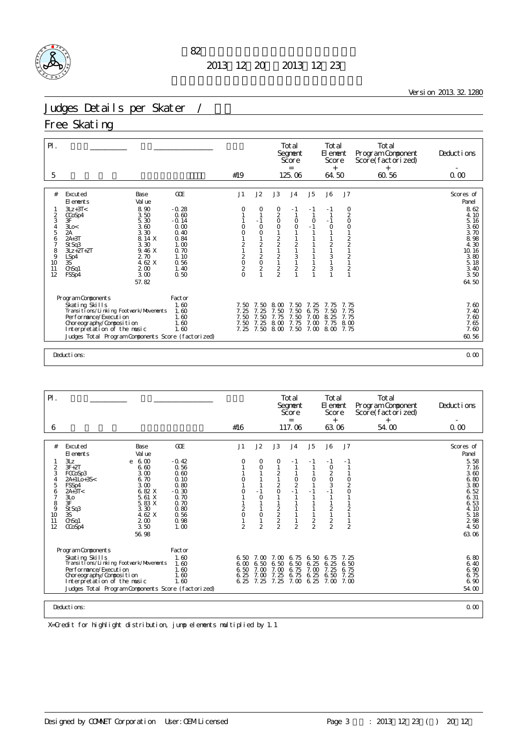第82回全日本フィギュアスケート選手権大会

2013年12月20日 ～ 2013年12月23日

Version 2013.32.1280

# Judges Details per Skater / 採点詳細

## Free Skating

| Pl. | | | | Total Segment Score = | Total Element Score + | Total Program Component Score(factorized) + | Deductions - |
|---|---|---|---|---|---|---|---|
| 5 | | | #19 | 125.06 | 64.50 | 60.56 | 0.00 |

| # | Excuted Elements | Base Value | GOE | J1 | J2 | J3 | J4 | J5 | J6 | J7 | Scores of Panel |
|---|---|---|---|---|---|---|---|---|---|---|---|
| 1 | 3Lz+3T< | 8.90 | -0.28 | 0 | 0 | 0 | -1 | -1 | -1 | 0 | 8.62 |
| 2 | CCoSp4 | 3.50 | 0.60 | 1 | 1 | 2 | 1 | 1 | 1 | 2 | 4.10 |
| 3 | 3F | 5.30 | -0.14 | 1 | -1 | 0 | 0 | 0 | -1 | 0 | 5.16 |
| 4 | 3Lo< | 3.60 | 0.00 | 0 | 0 | 0 | 0 | -1 | 0 | 0 | 3.60 |
| 5 | 2A | 3.30 | 0.40 | 0 | 0 | 1 | 1 | 1 | 1 | 1 | 3.70 |
| 6 | 2A+3T | 8.14 X | 0.84 | 1 | 1 | 2 | 1 | 1 | 1 | 2 | 8.98 |
| 7 | StSq3 | 3.30 | 1.00 | 2 | 2 | 2 | 2 | 1 | 2 | 2 | 4.30 |
| 8 | 3Lz+2T+2T | 9.46 X | 0.70 | 1 | 1 | 1 | 1 | 1 | 1 | 1 | 10.16 |
| 9 | LSp4 | 2.70 | 1.10 | 2 | 2 | 2 | 3 | 1 | 3 | 2 | 3.80 |
| 10 | 3S | 4.62 X | 0.56 | 0 | 0 | 1 | 1 | 1 | 1 | 1 | 5.18 |
| 11 | ChSq1 | 2.00 | 1.40 | 2 | 2 | 2 | 2 | 2 | 3 | 2 | 3.40 |
| 12 | FSSp4 | 3.00 | 0.50 | 0 | 1 | 2 | 1 | 1 | 1 | 1 | 3.50 |
| | | 57.82 | | | | | | | | | 64.50 |

| Program Components | Factor | J1 | J2 | J3 | J4 | J5 | J6 | J7 | |
|---|---|---|---|---|---|---|---|---|---|
| Skating Skills | 1.60 | 7.50 | 7.50 | 8.00 | 7.50 | 7.25 | 7.75 | 7.75 | 7.60 |
| Transitions/Linking Footwork/Movements | 1.60 | 7.25 | 7.25 | 7.50 | 7.50 | 6.75 | 7.50 | 7.75 | 7.40 |
| Performance/Execution | 1.60 | 7.50 | 7.50 | 7.75 | 7.50 | 7.00 | 8.25 | 7.75 | 7.60 |
| Choreography/Composition | 1.60 | 7.50 | 7.25 | 8.00 | 7.75 | 7.00 | 7.75 | 8.00 | 7.65 |
| Interpretation of the music | 1.60 | 7.25 | 7.50 | 8.00 | 7.50 | 7.00 | 8.00 | 7.75 | 7.60 |
| Judges Total Program Components Score (factorized) | | | | | | | | | 60.56 |

Deductions: 0.00

| Pl. | | | | Total Segment Score = | Total Element Score + | Total Program Component Score(factorized) + | Deductions - |
|---|---|---|---|---|---|---|---|
| 6 | | | #16 | 117.06 | 63.06 | 54.00 | 0.00 |

| # | Excuted Elements | Base Value | GOE | J1 | J2 | J3 | J4 | J5 | J6 | J7 | Scores of Panel |
|---|---|---|---|---|---|---|---|---|---|---|---|
| 1 | 3Lz | e 6.00 | -0.42 | 0 | 0 | 0 | -1 | -1 | -1 | -1 | 5.58 |
| 2 | 3F+2T | 6.60 | 0.56 | 1 | 0 | 1 | 1 | 1 | 0 | 1 | 7.16 |
| 3 | FCCoSp3 | 3.00 | 0.60 | 1 | 1 | 2 | 1 | 1 | 2 | 1 | 3.60 |
| 4 | 2A+1Lo+3S< | 6.70 | 0.10 | 0 | 1 | 1 | 0 | 0 | 0 | 0 | 6.80 |
| 5 | FSSp4 | 3.00 | 0.80 | 1 | 1 | 2 | 2 | 1 | 3 | 2 | 3.80 |
| 6 | 2A+3T< | 6.82 X | -0.30 | 0 | -1 | 0 | -1 | -1 | -1 | 0 | 6.52 |
| 7 | 3Lo | 5.61 X | 0.70 | 1 | 0 | 1 | 1 | 1 | 1 | 1 | 6.31 |
| 8 | 3F | 5.83 X | 0.70 | 1 | 1 | 1 | 1 | 1 | 1 | 1 | 6.53 |
| 9 | StSq3 | 3.30 | 0.80 | 2 | 1 | 2 | 1 | 1 | 2 | 2 | 4.10 |
| 10 | 3S | 4.62 X | 0.56 | 0 | 0 | 2 | 1 | 1 | 1 | 1 | 5.18 |
| 11 | ChSq1 | 2.00 | 0.98 | 1 | 1 | 2 | 1 | 2 | 2 | 1 | 2.98 |
| 12 | CCoSp4 | 3.50 | 1.00 | 2 | 2 | 2 | 2 | 2 | 2 | 2 | 4.50 |
| | | 56.98 | | | | | | | | | 63.06 |

| Program Components | Factor | J1 | J2 | J3 | J4 | J5 | J6 | J7 | |
|---|---|---|---|---|---|---|---|---|---|
| Skating Skills | 1.60 | 6.50 | 7.00 | 7.00 | 6.75 | 6.50 | 6.75 | 7.25 | 6.80 |
| Transitions/Linking Footwork/Movements | 1.60 | 6.00 | 6.50 | 6.50 | 6.50 | 6.25 | 6.25 | 6.50 | 6.40 |
| Performance/Execution | 1.60 | 6.50 | 7.00 | 7.00 | 6.75 | 7.00 | 7.25 | 6.75 | 6.90 |
| Choreography/Composition | 1.60 | 6.25 | 7.00 | 7.25 | 6.75 | 6.25 | 6.50 | 7.25 | 6.75 |
| Interpretation of the music | 1.60 | 6.25 | 7.25 | 7.25 | 7.00 | 6.25 | 7.00 | 7.00 | 6.90 |
| Judges Total Program Components Score (factorized) | | | | | | | | | 54.00 |

Deductions: 0.00

X=Credit for highlight distribution, jump elements multiplied by 1.1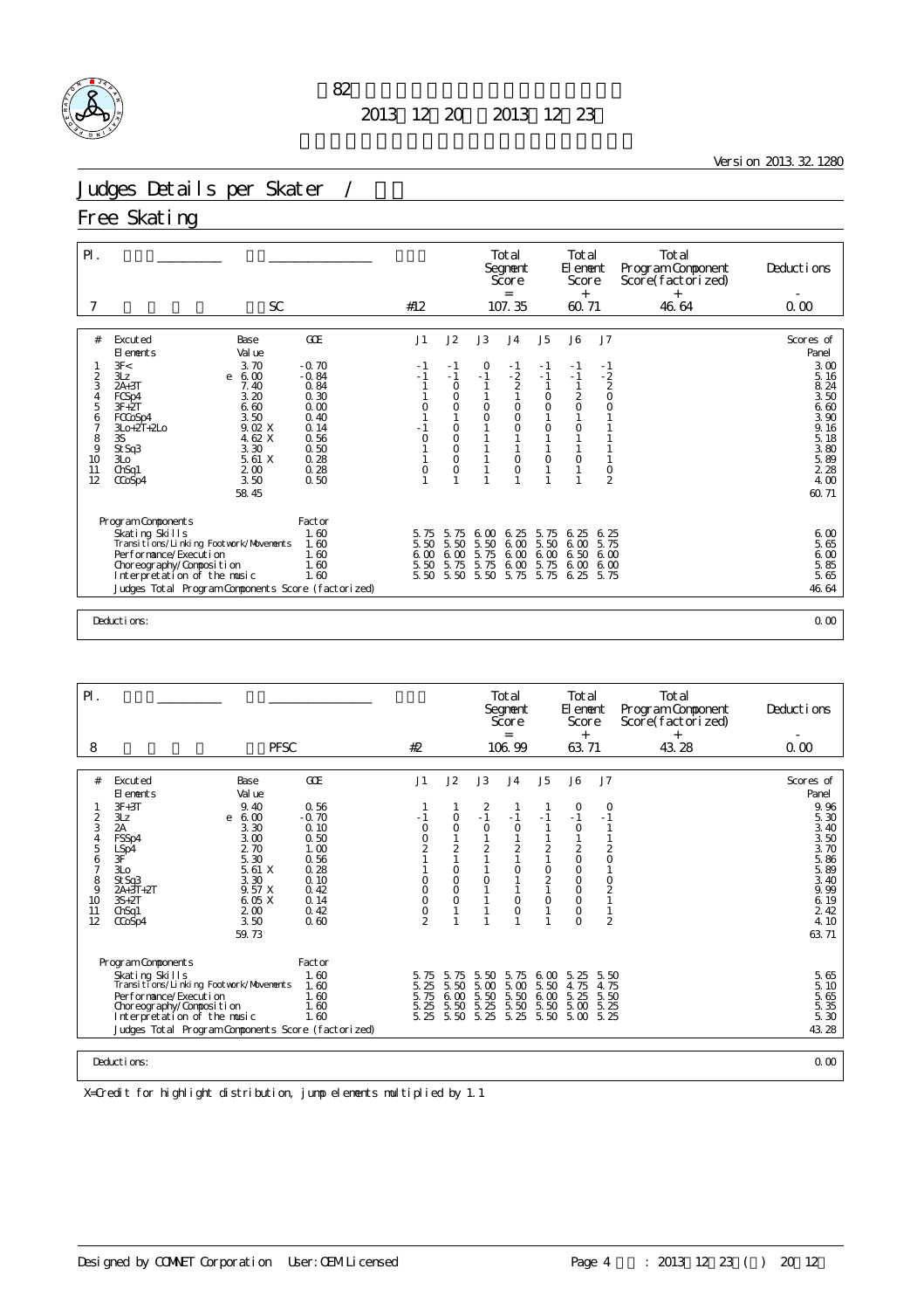第82回全日本フィギュアスケート選手権大会

2013年12月20日～2013年12月23日

Version 2013.32.1280

# Judges Details per Skater / 採点詳細

## Free Skating

| Pl. | | | | Total Segment Score = | Total Element Score + | Total Program Component Score (factorized) + | Deductions - |
|---|---|---|---|---|---|---|---|
| 7 | | SC | #12 | 107.35 | 60.71 | 46.64 | 0.00 |

| # | Executed Elements | | Base Value | GOE | J1 | J2 | J3 | J4 | J5 | J6 | J7 | Scores of Panel |
|---|---|---|---|---|---|---|---|---|---|---|---|---|
| 1 | 3F< | | 3.70 | -0.70 | -1 | -1 | 0 | -1 | -1 | -1 | -1 | 3.00 |
| 2 | 3Lz | e | 6.00 | -0.84 | -1 | -1 | -1 | -2 | -1 | -1 | -2 | 5.16 |
| 3 | 2A+3T | | 7.40 | 0.84 | 1 | 0 | 1 | 2 | 1 | 1 | 2 | 8.24 |
| 4 | FCSp4 | | 3.20 | 0.30 | 1 | 0 | 1 | 1 | 0 | 2 | 0 | 3.50 |
| 5 | 3F+2T | | 6.60 | 0.00 | 0 | 0 | 0 | 0 | 0 | 0 | 0 | 6.60 |
| 6 | FCCoSp4 | | 3.50 | 0.40 | 1 | 1 | 0 | 0 | 1 | 1 | 1 | 3.90 |
| 7 | 3Lo+2T+2Lo | | 9.02 X | 0.14 | -1 | 0 | 1 | 0 | 0 | 0 | 1 | 9.16 |
| 8 | 3S | | 4.62 X | 0.56 | 0 | 0 | 1 | 1 | 1 | 1 | 1 | 5.18 |
| 9 | StSq3 | | 3.30 | 0.50 | 1 | 0 | 1 | 1 | 1 | 1 | 1 | 3.80 |
| 10 | 3Lo | | 5.61 X | 0.28 | 1 | 0 | 1 | 0 | 0 | 0 | 1 | 5.89 |
| 11 | ChSq1 | | 2.00 | 0.28 | 0 | 0 | 1 | 0 | 1 | 1 | 0 | 2.28 |
| 12 | CCoSp4 | | 3.50 | 0.50 | 1 | 1 | 1 | 1 | 1 | 1 | 2 | 4.00 |
| | | | 58.45 | | | | | | | | | 60.71 |

| Program Components | Factor | J1 | J2 | J3 | J4 | J5 | J6 | J7 | |
|---|---|---|---|---|---|---|---|---|---|
| Skating Skills | 1.60 | 5.75 | 5.75 | 6.00 | 6.25 | 5.75 | 6.25 | 6.25 | 6.00 |
| Transitions/Linking Footwork/Movements | 1.60 | 5.50 | 5.50 | 5.50 | 6.00 | 5.50 | 6.00 | 5.75 | 5.65 |
| Performance/Execution | 1.60 | 6.00 | 6.00 | 5.75 | 6.00 | 6.00 | 6.50 | 6.00 | 6.00 |
| Choreography/Composition | 1.60 | 5.50 | 5.75 | 5.75 | 6.00 | 5.75 | 6.00 | 6.00 | 5.85 |
| Interpretation of the music | 1.60 | 5.50 | 5.50 | 5.50 | 5.75 | 5.75 | 6.25 | 5.75 | 5.65 |
| Judges Total Program Components Score (factorized) | | | | | | | | | 46.64 |

Deductions: 0.00

| Pl. | | | | Total Segment Score = | Total Element Score + | Total Program Component Score (factorized) + | Deductions - |
|---|---|---|---|---|---|---|---|
| 8 | | PFSC | #2 | 106.99 | 63.71 | 43.28 | 0.00 |

| # | Executed Elements | | Base Value | GOE | J1 | J2 | J3 | J4 | J5 | J6 | J7 | Scores of Panel |
|---|---|---|---|---|---|---|---|---|---|---|---|---|
| 1 | 3F+3T | | 9.40 | 0.56 | 1 | 1 | 2 | 1 | 1 | 0 | 0 | 9.96 |
| 2 | 3Lz | e | 6.00 | -0.70 | -1 | 0 | -1 | -1 | -1 | -1 | -1 | 5.30 |
| 3 | 2A | | 3.30 | 0.10 | 0 | 0 | 0 | 0 | 1 | 0 | 1 | 3.40 |
| 4 | FSSp4 | | 3.00 | 0.50 | 0 | 1 | 1 | 1 | 1 | 1 | 1 | 3.50 |
| 5 | LSp4 | | 2.70 | 1.00 | 2 | 2 | 2 | 2 | 2 | 2 | 2 | 3.70 |
| 6 | 3F | | 5.30 | 0.56 | 1 | 1 | 1 | 1 | 1 | 0 | 0 | 5.86 |
| 7 | 3Lo | | 5.61 X | 0.28 | 1 | 0 | 1 | 0 | 0 | 0 | 1 | 5.89 |
| 8 | StSq3 | | 3.30 | 0.10 | 0 | 0 | 0 | 1 | 2 | 0 | 0 | 3.40 |
| 9 | 2A+3T+2T | | 9.57 X | 0.42 | 0 | 0 | 1 | 1 | 1 | 0 | 2 | 9.99 |
| 10 | 3S+2T | | 6.05 X | 0.14 | 0 | 0 | 1 | 0 | 0 | 0 | 1 | 6.19 |
| 11 | ChSq1 | | 2.00 | 0.42 | 0 | 1 | 1 | 0 | 1 | 0 | 1 | 2.42 |
| 12 | CCoSp4 | | 3.50 | 0.60 | 2 | 1 | 1 | 1 | 1 | 0 | 2 | 4.10 |
| | | | 59.73 | | | | | | | | | 63.71 |

| Program Components | Factor | J1 | J2 | J3 | J4 | J5 | J6 | J7 | |
|---|---|---|---|---|---|---|---|---|---|
| Skating Skills | 1.60 | 5.75 | 5.75 | 5.50 | 5.75 | 6.00 | 5.25 | 5.50 | 5.65 |
| Transitions/Linking Footwork/Movements | 1.60 | 5.25 | 5.50 | 5.00 | 5.00 | 5.50 | 4.75 | 4.75 | 5.10 |
| Performance/Execution | 1.60 | 5.75 | 6.00 | 5.50 | 5.50 | 6.00 | 5.25 | 5.50 | 5.65 |
| Choreography/Composition | 1.60 | 5.25 | 5.50 | 5.25 | 5.50 | 5.50 | 5.00 | 5.25 | 5.35 |
| Interpretation of the music | 1.60 | 5.25 | 5.50 | 5.25 | 5.25 | 5.50 | 5.00 | 5.25 | 5.30 |
| Judges Total Program Components Score (factorized) | | | | | | | | | 43.28 |

Deductions: 0.00

X=Credit for highlight distribution, jump elements multiplied by 1.1

Designed by COMNET Corporation User:OEM Licensed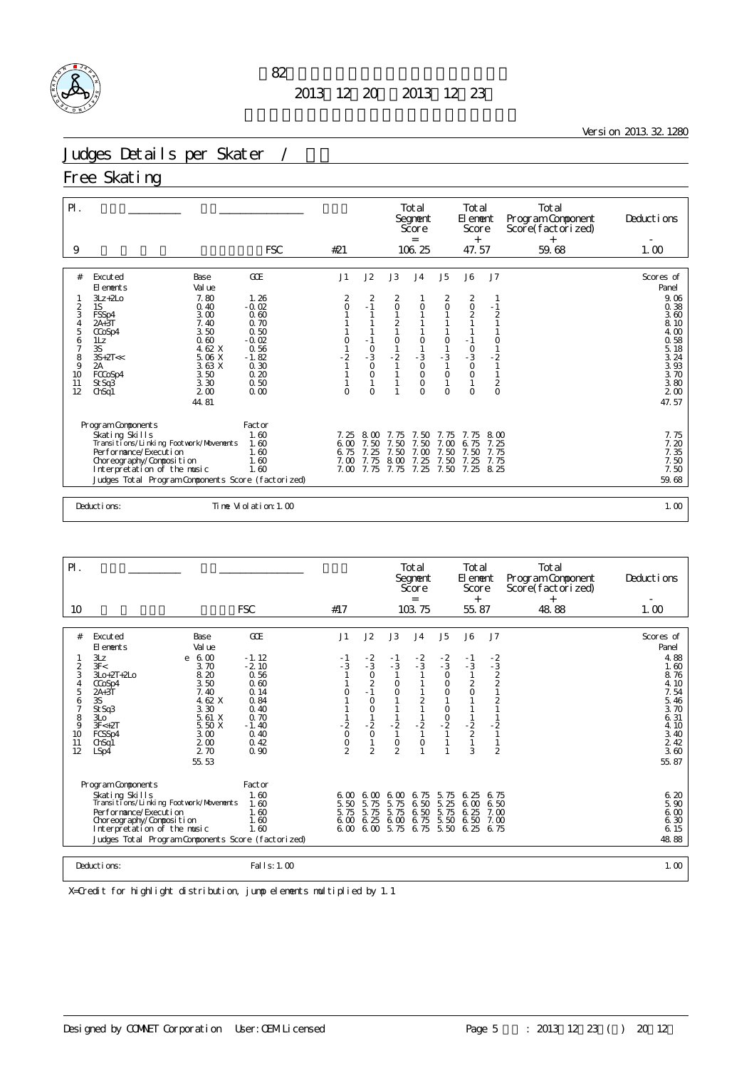第82回全日本フィギュアスケート選手権大会

2013年12月20日～2013年12月23日

Version 2013.32.1280

# Judges Details per Skater / 男子

## Free Skating

| Pl. | Name | Nation | Starting Number | Total Segment Score = | Total Element Score + | Total Program Component Score (factorized) + | Deductions - |
|---|---|---|---|---|---|---|---|
| 9 | | FSC | #21 | 106.25 | 47.57 | 59.68 | 1.00 |

| # | Excuted Elements | | Base Value | GOE | J1 | J2 | J3 | J4 | J5 | J6 | J7 | Scores of Panel |
|---|---|---|---|---|---|---|---|---|---|---|---|---|
| 1 | 3Lz+2Lo | | 7.80 | 1.26 | 2 | 2 | 2 | 1 | 2 | 2 | 1 | 9.06 |
| 2 | 1S | | 0.40 | -0.02 | 0 | -1 | 0 | 0 | 0 | 0 | -1 | 0.38 |
| 3 | FSSp4 | | 3.00 | 0.60 | 1 | 1 | 1 | 1 | 1 | 2 | 2 | 3.60 |
| 4 | 2A+3T | | 7.40 | 0.70 | 1 | 1 | 2 | 1 | 1 | 1 | 1 | 8.10 |
| 5 | CCoSp4 | | 3.50 | 0.50 | 1 | 1 | 1 | 1 | 1 | 1 | 1 | 4.00 |
| 6 | 1Lz | | 0.60 | -0.02 | 0 | -1 | 0 | 0 | 0 | -1 | 0 | 0.58 |
| 7 | 3S | | 4.62 X | 0.56 | 1 | 0 | 1 | 1 | 1 | 0 | 1 | 5.18 |
| 8 | 3S+2T<< | | 5.06 X | -1.82 | -2 | -3 | -2 | -3 | -3 | -3 | -2 | 3.24 |
| 9 | 2A | | 3.63 X | 0.30 | 1 | 0 | 1 | 0 | 1 | 0 | 1 | 3.93 |
| 10 | FCCoSp4 | | 3.50 | 0.20 | 1 | 0 | 1 | 0 | 0 | 0 | 1 | 3.70 |
| 11 | StSq3 | | 3.30 | 0.50 | 1 | 1 | 1 | 0 | 1 | 1 | 2 | 3.80 |
| 12 | ChSq1 | | 2.00 | 0.00 | 0 | 0 | 1 | 0 | 0 | 0 | 0 | 2.00 |
| | | | 44.81 | | | | | | | | | 47.57 |

| Program Components | Factor | J1 | J2 | J3 | J4 | J5 | J6 | J7 | |
|---|---|---|---|---|---|---|---|---|---|
| Skating Skills | 1.60 | 7.25 | 8.00 | 7.75 | 7.50 | 7.75 | 7.75 | 8.00 | 7.75 |
| Transitions/Linking Footwork/Movements | 1.60 | 6.00 | 7.50 | 7.50 | 7.50 | 7.00 | 6.75 | 7.25 | 7.20 |
| Performance/Execution | 1.60 | 6.75 | 7.25 | 7.50 | 7.00 | 7.50 | 7.50 | 7.75 | 7.35 |
| Choreography/Composition | 1.60 | 7.00 | 7.75 | 8.00 | 7.25 | 7.50 | 7.25 | 7.75 | 7.50 |
| Interpretation of the music | 1.60 | 7.00 | 7.75 | 7.75 | 7.25 | 7.50 | 7.25 | 8.25 | 7.50 |
| Judges Total Program Components Score (factorized) | | | | | | | | | 59.68 |

Deductions: Time Violation: 1.00 — 1.00

| Pl. | Name | Nation | Starting Number | Total Segment Score = | Total Element Score + | Total Program Component Score (factorized) + | Deductions - |
|---|---|---|---|---|---|---|---|
| 10 | | FSC | #17 | 103.75 | 55.87 | 48.88 | 1.00 |

| # | Excuted Elements | | Base Value | GOE | J1 | J2 | J3 | J4 | J5 | J6 | J7 | Scores of Panel |
|---|---|---|---|---|---|---|---|---|---|---|---|---|
| 1 | 3Lz | e | 6.00 | -1.12 | -1 | -2 | -1 | -2 | -2 | -1 | -2 | 4.88 |
| 2 | 3F< | | 3.70 | -2.10 | -3 | -3 | -3 | -3 | -3 | -3 | -3 | 1.60 |
| 3 | 3Lo+2T+2Lo | | 8.20 | 0.56 | 1 | 0 | 1 | 1 | 0 | 1 | 2 | 8.76 |
| 4 | CCoSp4 | | 3.50 | 0.60 | 1 | 2 | 0 | 1 | 0 | 2 | 2 | 4.10 |
| 5 | 2A+3T | | 7.40 | 0.14 | 0 | -1 | 0 | 1 | 0 | 0 | 1 | 7.54 |
| 6 | 3S | | 4.62 X | 0.84 | 1 | 0 | 1 | 2 | 1 | 1 | 2 | 5.46 |
| 7 | StSq3 | | 3.30 | 0.40 | 1 | 0 | 1 | 1 | 0 | 1 | 1 | 3.70 |
| 8 | 3Lo | | 5.61 X | 0.70 | 1 | 1 | 1 | 1 | 0 | 1 | 1 | 6.31 |
| 9 | 3F<+2T | | 5.50 X | -1.40 | -2 | -2 | -2 | -2 | -2 | -2 | -2 | 4.10 |
| 10 | FCSSp4 | | 3.00 | 0.40 | 0 | 0 | 1 | 1 | 1 | 2 | 1 | 3.40 |
| 11 | ChSq1 | | 2.00 | 0.42 | 0 | 1 | 0 | 0 | 1 | 1 | 1 | 2.42 |
| 12 | LSp4 | | 2.70 | 0.90 | 2 | 2 | 2 | 1 | 1 | 3 | 2 | 3.60 |
| | | | 55.53 | | | | | | | | | 55.87 |

| Program Components | Factor | J1 | J2 | J3 | J4 | J5 | J6 | J7 | |
|---|---|---|---|---|---|---|---|---|---|
| Skating Skills | 1.60 | 6.00 | 6.00 | 6.00 | 6.75 | 5.75 | 6.25 | 6.75 | 6.20 |
| Transitions/Linking Footwork/Movements | 1.60 | 5.50 | 5.75 | 5.75 | 6.50 | 5.25 | 6.00 | 6.50 | 5.90 |
| Performance/Execution | 1.60 | 5.75 | 5.75 | 5.75 | 6.50 | 5.75 | 6.25 | 7.00 | 6.00 |
| Choreography/Composition | 1.60 | 6.00 | 6.25 | 6.00 | 6.75 | 5.50 | 6.50 | 7.00 | 6.30 |
| Interpretation of the music | 1.60 | 6.00 | 6.00 | 5.75 | 6.75 | 5.50 | 6.25 | 6.75 | 6.15 |
| Judges Total Program Components Score (factorized) | | | | | | | | | 48.88 |

Deductions: Falls: 1.00 — 1.00

X=Credit for highlight distribution, jump elements multiplied by 1.1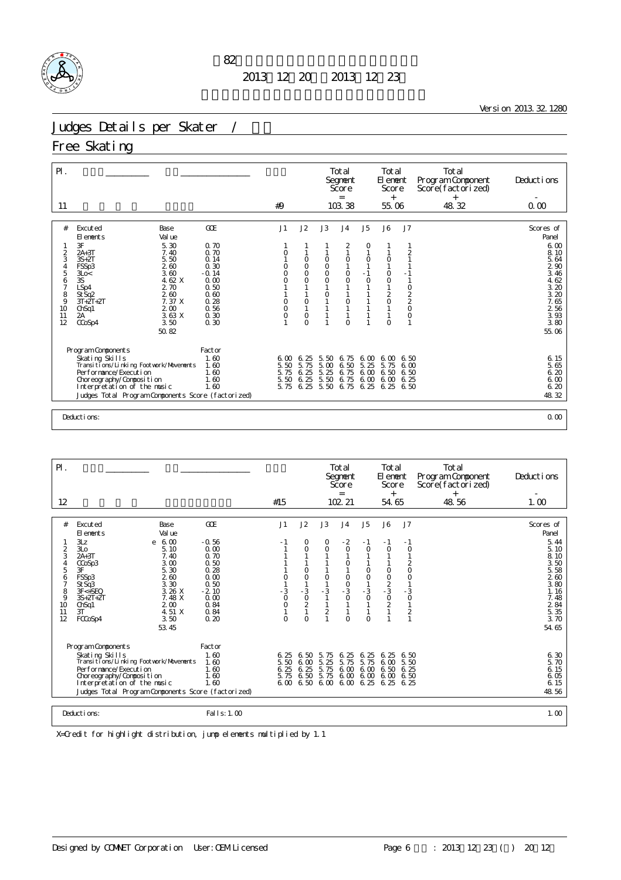第82回全日本フィギュアスケート選手権大会

2013年12月20日～2013年12月23日

Version 2013.32.1280

# Judges Details per Skater / 採点詳細

## Free Skating

| Pl. | | | | Total Segment Score = | Total Element Score + | Total Program Component Score (factorized) + | Deductions - |
|---|---|---|---|---|---|---|---|
| 11 | | | #9 | 103.38 | 55.06 | 48.32 | 0.00 |

| # | Executed Elements | | Base Value | GOE | J1 | J2 | J3 | J4 | J5 | J6 | J7 | Scores of Panel |
|---|---|---|---|---|---|---|---|---|---|---|---|---|
| 1 | 3F | | 5.30 | 0.70 | 1 | 1 | 1 | 2 | 0 | 1 | 1 | 6.00 |
| 2 | 2A+3T | | 7.40 | 0.70 | 0 | 1 | 1 | 1 | 1 | 1 | 2 | 8.10 |
| 3 | 3S+2T | | 5.50 | 0.14 | 1 | 0 | 0 | 0 | 0 | 0 | 1 | 5.64 |
| 4 | FSSp3 | | 2.60 | 0.30 | 0 | 0 | 0 | 1 | 1 | 1 | 1 | 2.90 |
| 5 | 3Lo< | | 3.60 | -0.14 | 0 | 0 | 0 | 0 | -1 | 0 | -1 | 3.46 |
| 6 | 3S | | 4.62 X | 0.00 | 0 | 0 | 0 | 0 | 0 | 0 | 1 | 4.62 |
| 7 | LSp4 | | 2.70 | 0.50 | 1 | 1 | 1 | 1 | 1 | 1 | 0 | 3.20 |
| 8 | StSq2 | | 2.60 | 0.60 | 1 | 1 | 0 | 1 | 1 | 2 | 2 | 3.20 |
| 9 | 3T+2T+2T | | 7.37 X | 0.28 | 0 | 0 | 1 | 0 | 1 | 0 | 2 | 7.65 |
| 10 | ChSq1 | | 2.00 | 0.56 | 0 | 1 | 1 | 1 | 1 | 1 | 0 | 2.56 |
| 11 | 2A | | 3.63 X | 0.30 | 0 | 0 | 1 | 1 | 1 | 1 | 0 | 3.93 |
| 12 | CCoSp4 | | 3.50 | 0.30 | 1 | 0 | 1 | 0 | 1 | 0 | 1 | 3.80 |
| | | | 50.82 | | | | | | | | | 55.06 |

| Program Components | Factor | J1 | J2 | J3 | J4 | J5 | J6 | J7 | |
|---|---|---|---|---|---|---|---|---|---|
| Skating Skills | 1.60 | 6.00 | 6.25 | 5.50 | 6.75 | 6.00 | 6.00 | 6.50 | 6.15 |
| Transitions/Linking Footwork/Movements | 1.60 | 5.50 | 5.75 | 5.00 | 6.50 | 5.25 | 5.75 | 6.00 | 5.65 |
| Performance/Execution | 1.60 | 5.75 | 6.25 | 5.25 | 6.75 | 6.00 | 6.50 | 6.50 | 6.20 |
| Choreography/Composition | 1.60 | 5.50 | 6.25 | 5.50 | 6.75 | 6.00 | 6.00 | 6.25 | 6.00 |
| Interpretation of the music | 1.60 | 5.75 | 6.25 | 5.50 | 6.75 | 6.25 | 6.25 | 6.50 | 6.20 |
| Judges Total Program Components Score (factorized) | | | | | | | | | 48.32 |

Deductions: 0.00

| Pl. | | | | Total Segment Score = | Total Element Score + | Total Program Component Score (factorized) + | Deductions - |
|---|---|---|---|---|---|---|---|
| 12 | | | #15 | 102.21 | 54.65 | 48.56 | 1.00 |

| # | Executed Elements | | Base Value | GOE | J1 | J2 | J3 | J4 | J5 | J6 | J7 | Scores of Panel |
|---|---|---|---|---|---|---|---|---|---|---|---|---|
| 1 | 3Lz | e | 6.00 | -0.56 | -1 | 0 | 0 | -2 | -1 | -1 | -1 | 5.44 |
| 2 | 3Lo | | 5.10 | 0.00 | 1 | 0 | 0 | 0 | 0 | 0 | 0 | 5.10 |
| 3 | 2A+3T | | 7.40 | 0.70 | 1 | 1 | 1 | 1 | 1 | 1 | 1 | 8.10 |
| 4 | CCoSp3 | | 3.00 | 0.50 | 1 | 1 | 1 | 0 | 1 | 1 | 2 | 3.50 |
| 5 | 3F | | 5.30 | 0.28 | 1 | 0 | 1 | 1 | 0 | 0 | 0 | 5.58 |
| 6 | FSSp3 | | 2.60 | 0.00 | 0 | 0 | 0 | 0 | 0 | 0 | 0 | 2.60 |
| 7 | StSq3 | | 3.30 | 0.50 | 1 | 1 | 1 | 0 | 1 | 2 | 1 | 3.80 |
| 8 | 3F<+SEQ | | 3.26 X | -2.10 | -3 | -3 | -3 | -3 | -3 | -3 | -3 | 1.16 |
| 9 | 3S+2T+2T | | 7.48 X | 0.00 | 0 | 0 | 1 | 0 | 0 | 0 | 0 | 7.48 |
| 10 | ChSq1 | | 2.00 | 0.84 | 0 | 2 | 1 | 1 | 1 | 2 | 1 | 2.84 |
| 11 | 3T | | 4.51 X | 0.84 | 1 | 1 | 2 | 1 | 1 | 1 | 2 | 5.35 |
| 12 | FCCoSp4 | | 3.50 | 0.20 | 0 | 0 | 1 | 0 | 0 | 1 | 1 | 3.70 |
| | | | 53.45 | | | | | | | | | 54.65 |

| Program Components | Factor | J1 | J2 | J3 | J4 | J5 | J6 | J7 | |
|---|---|---|---|---|---|---|---|---|---|
| Skating Skills | 1.60 | 6.25 | 6.50 | 5.75 | 6.25 | 6.25 | 6.25 | 6.50 | 6.30 |
| Transitions/Linking Footwork/Movements | 1.60 | 5.50 | 6.00 | 5.25 | 5.75 | 5.75 | 6.00 | 5.50 | 5.70 |
| Performance/Execution | 1.60 | 6.25 | 6.25 | 5.75 | 6.00 | 6.00 | 6.50 | 6.25 | 6.15 |
| Choreography/Composition | 1.60 | 5.75 | 6.50 | 5.75 | 6.00 | 6.00 | 6.00 | 6.50 | 6.05 |
| Interpretation of the music | 1.60 | 6.00 | 6.50 | 6.00 | 6.00 | 6.25 | 6.25 | 6.25 | 6.15 |
| Judges Total Program Components Score (factorized) | | | | | | | | | 48.56 |

Deductions: Falls: 1.00 — 1.00

X=Credit for highlight distribution, jump elements multiplied by 1.1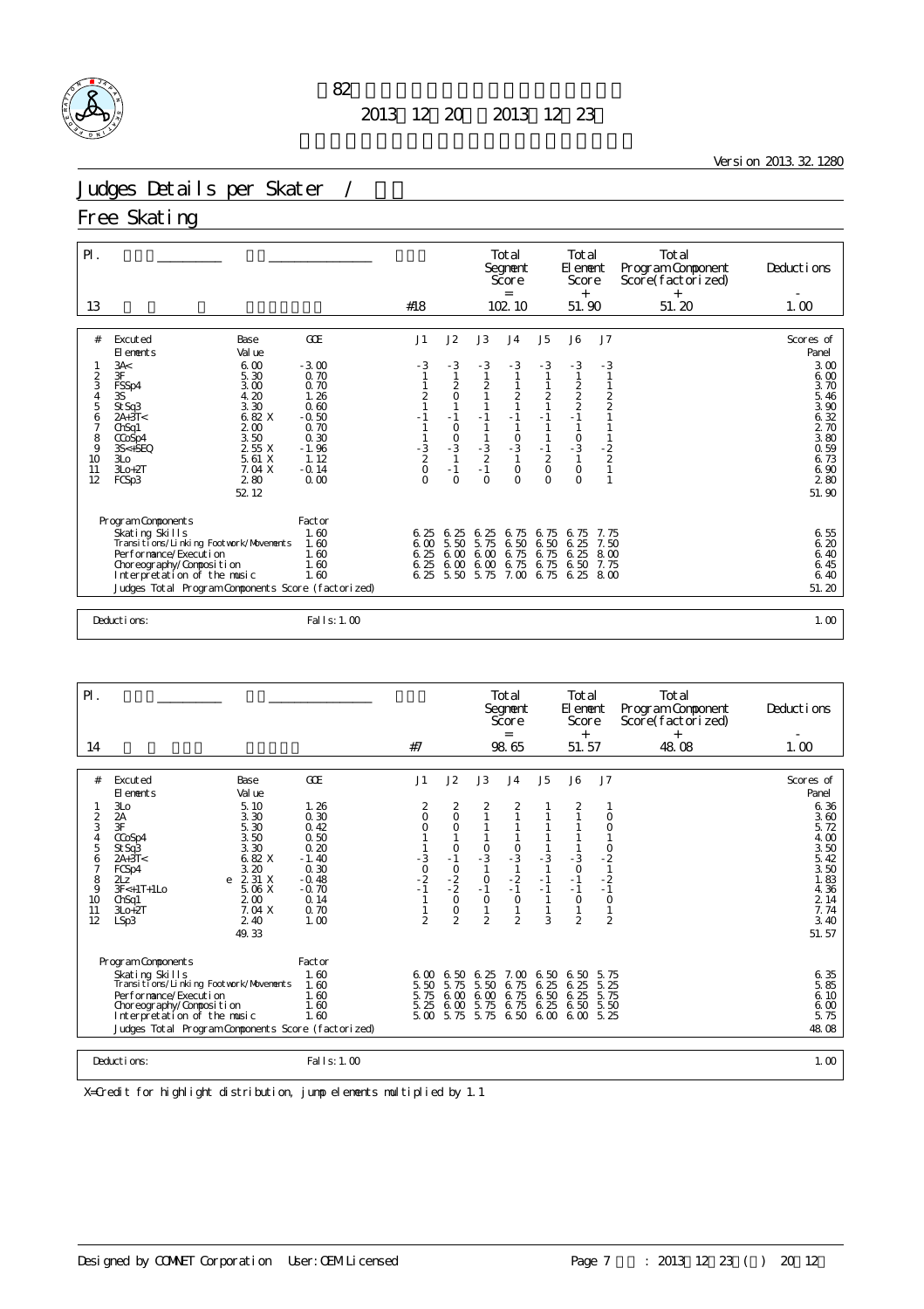第82回全日本フィギュアスケート選手権大会

2013年12月20日～2013年12月23日

Version 2013.32.1280

# Judges Details per Skater / 男子

## Free Skating

| Pl. | Name | Nation | Starting Number | Total Segment Score = | Total Element Score + | Total Program Component Score (factorized) + | Deductions - |
|---|---|---|---|---|---|---|---|
| 13 | | | #18 | 102.10 | 51.90 | 51.20 | 1.00 |

| # | Executed Elements | | Base Value | GOE | J1 | J2 | J3 | J4 | J5 | J6 | J7 | Scores of Panel |
|---|---|---|---|---|---|---|---|---|---|---|---|---|
| 1 | 3A< | | 6.00 | -3.00 | -3 | -3 | -3 | -3 | -3 | -3 | -3 | 3.00 |
| 2 | 3F | | 5.30 | 0.70 | 1 | 1 | 1 | 1 | 1 | 1 | 1 | 6.00 |
| 3 | FSSp4 | | 3.00 | 0.70 | 1 | 2 | 2 | 1 | 1 | 2 | 1 | 3.70 |
| 4 | 3S | | 4.20 | 1.26 | 2 | 0 | 1 | 2 | 2 | 2 | 2 | 5.46 |
| 5 | StSq3 | | 3.30 | 0.60 | 1 | 1 | 1 | 1 | 1 | 2 | 2 | 3.90 |
| 6 | 2A+3T< | | 6.82 X | -0.50 | -1 | -1 | -1 | -1 | -1 | -1 | 1 | 6.32 |
| 7 | ChSq1 | | 2.00 | 0.70 | 1 | 0 | 1 | 1 | 1 | 1 | 1 | 2.70 |
| 8 | CCoSp4 | | 3.50 | 0.30 | 1 | 0 | 1 | 0 | 1 | 0 | 1 | 3.80 |
| 9 | 3S<+SEQ | | 2.55 X | -1.96 | -3 | -3 | -3 | -3 | -1 | -3 | -2 | 0.59 |
| 10 | 3Lo | | 5.61 X | 1.12 | 2 | 1 | 2 | 1 | 2 | 1 | 2 | 6.73 |
| 11 | 3Lo+2T | | 7.04 X | -0.14 | 0 | -1 | -1 | 0 | 0 | 0 | 1 | 6.90 |
| 12 | FCSp3 | | 2.80 | 0.00 | 0 | 0 | 0 | 0 | 0 | 0 | 1 | 2.80 |
| | | | 52.12 | | | | | | | | | 51.90 |

| Program Components | Factor | J1 | J2 | J3 | J4 | J5 | J6 | J7 | Scores of Panel |
|---|---|---|---|---|---|---|---|---|---|
| Skating Skills | 1.60 | 6.25 | 6.25 | 6.25 | 6.75 | 6.75 | 6.75 | 7.75 | 6.55 |
| Transitions/Linking Footwork/Movements | 1.60 | 6.00 | 5.50 | 5.75 | 6.50 | 6.50 | 6.25 | 7.50 | 6.20 |
| Performance/Execution | 1.60 | 6.25 | 6.00 | 6.00 | 6.75 | 6.75 | 6.25 | 8.00 | 6.40 |
| Choreography/Composition | 1.60 | 6.25 | 6.00 | 6.00 | 6.75 | 6.75 | 6.50 | 7.75 | 6.45 |
| Interpretation of the music | 1.60 | 6.25 | 5.50 | 5.75 | 7.00 | 6.75 | 6.25 | 8.00 | 6.40 |
| Judges Total Program Components Score (factorized) | | | | | | | | | 51.20 |

Deductions: Falls: 1.00 — 1.00

| Pl. | Name | Nation | Starting Number | Total Segment Score = | Total Element Score + | Total Program Component Score (factorized) + | Deductions - |
|---|---|---|---|---|---|---|---|
| 14 | | | #7 | 98.65 | 51.57 | 48.08 | 1.00 |

| # | Executed Elements | | Base Value | GOE | J1 | J2 | J3 | J4 | J5 | J6 | J7 | Scores of Panel |
|---|---|---|---|---|---|---|---|---|---|---|---|---|
| 1 | 3Lo | | 5.10 | 1.26 | 2 | 2 | 2 | 2 | 1 | 2 | 1 | 6.36 |
| 2 | 2A | | 3.30 | 0.30 | 0 | 0 | 1 | 1 | 1 | 1 | 0 | 3.60 |
| 3 | 3F | | 5.30 | 0.42 | 0 | 0 | 1 | 1 | 1 | 1 | 0 | 5.72 |
| 4 | CCoSp4 | | 3.50 | 0.50 | 1 | 1 | 1 | 1 | 1 | 1 | 1 | 4.00 |
| 5 | StSq3 | | 3.30 | 0.20 | 1 | 0 | 0 | 0 | 1 | 1 | 0 | 3.50 |
| 6 | 2A+3T< | | 6.82 X | -1.40 | -3 | -1 | -3 | -3 | -3 | -3 | -2 | 5.42 |
| 7 | FCSp4 | | 3.20 | 0.30 | 0 | 0 | 1 | 1 | 1 | 0 | 1 | 3.50 |
| 8 | 2Lz | e | 2.31 X | -0.48 | -2 | -2 | 0 | -2 | -1 | -1 | -2 | 1.83 |
| 9 | 3F<+1T+1Lo | | 5.06 X | -0.70 | -1 | -2 | -1 | -1 | -1 | -1 | -1 | 4.36 |
| 10 | ChSq1 | | 2.00 | 0.14 | 1 | 0 | 0 | 0 | 1 | 0 | 0 | 2.14 |
| 11 | 3Lo+2T | | 7.04 X | 0.70 | 1 | 0 | 1 | 1 | 1 | 1 | 1 | 7.74 |
| 12 | LSp3 | | 2.40 | 1.00 | 2 | 2 | 2 | 2 | 3 | 2 | 2 | 3.40 |
| | | | 49.33 | | | | | | | | | 51.57 |

| Program Components | Factor | J1 | J2 | J3 | J4 | J5 | J6 | J7 | Scores of Panel |
|---|---|---|---|---|---|---|---|---|---|
| Skating Skills | 1.60 | 6.00 | 6.50 | 6.25 | 7.00 | 6.50 | 6.50 | 5.75 | 6.35 |
| Transitions/Linking Footwork/Movements | 1.60 | 5.50 | 5.75 | 5.50 | 6.75 | 6.25 | 6.25 | 5.25 | 5.85 |
| Performance/Execution | 1.60 | 5.75 | 6.00 | 6.00 | 6.75 | 6.50 | 6.25 | 5.75 | 6.10 |
| Choreography/Composition | 1.60 | 5.25 | 6.00 | 5.75 | 6.75 | 6.25 | 6.50 | 5.50 | 6.00 |
| Interpretation of the music | 1.60 | 5.00 | 5.75 | 5.75 | 6.50 | 6.00 | 6.00 | 5.25 | 5.75 |
| Judges Total Program Components Score (factorized) | | | | | | | | | 48.08 |

Deductions: Falls: 1.00 — 1.00

X=Credit for highlight distribution, jump elements multiplied by 1.1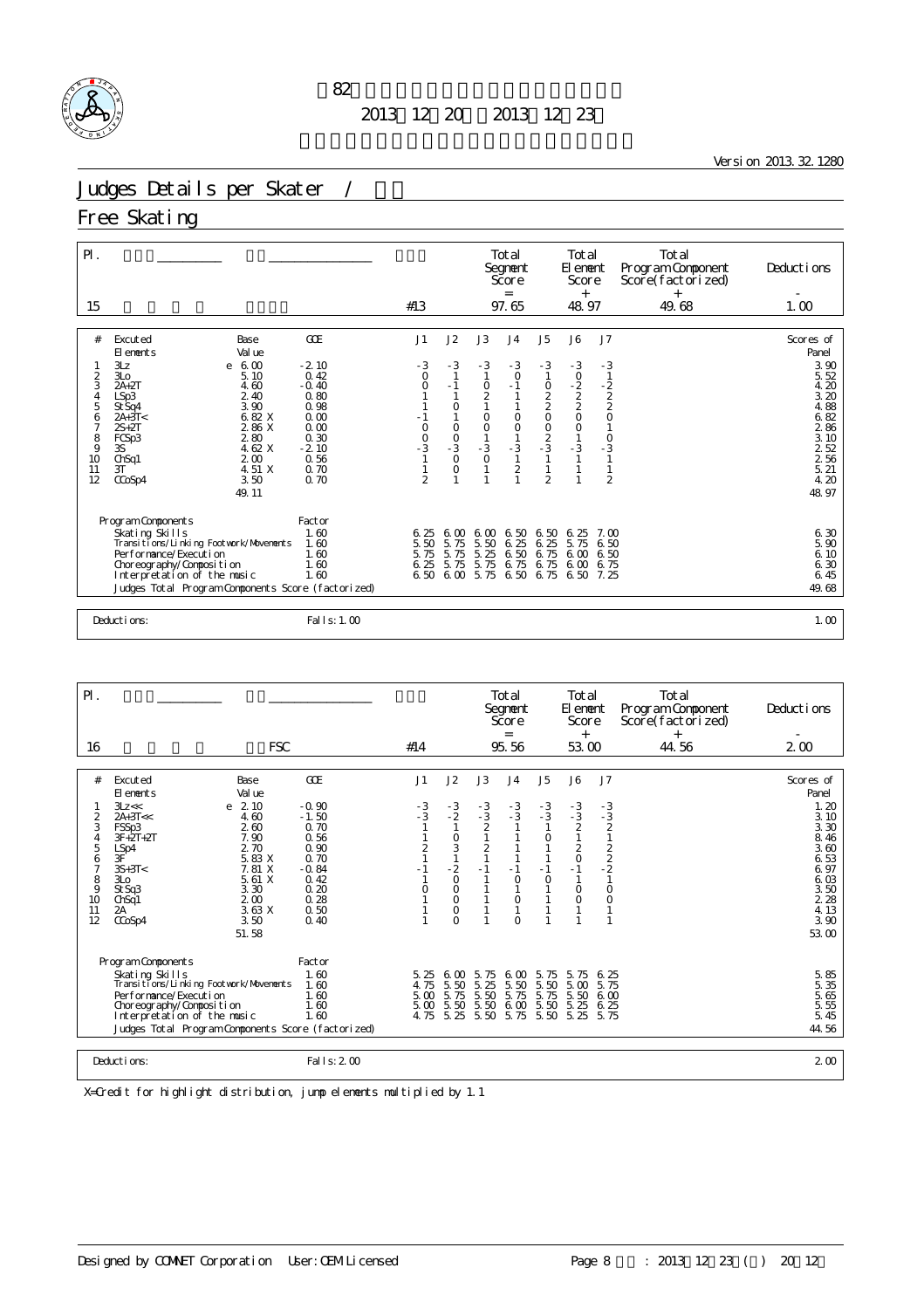第82回全日本フィギュアスケート選手権大会

2013年12月20日～2013年12月23日

Version 2013.32.1280

# Judges Details per Skater / 採点詳細

## Free Skating

| Pl. | Name | Nation | Starting Number | Total Segment Score = | Total Element Score + | Total Program Component Score (factorized) + | Total Deductions - |
|---|---|---|---|---|---|---|---|
| 15 | | | #13 | 97.65 | 48.97 | 49.68 | 1.00 |

| # | Executed Elements | | Base Value | | GOE | J1 | J2 | J3 | J4 | J5 | J6 | J7 | Scores of Panel |
|---|---|---|---|---|---|---|---|---|---|---|---|---|---|
| 1 | 3Lz | e | 6.00 | | -2.10 | -3 | -3 | -3 | -3 | -3 | -3 | -3 | 3.90 |
| 2 | 3Lo | | 5.10 | | 0.42 | 0 | 1 | 1 | 0 | 1 | 0 | 1 | 5.52 |
| 3 | 2A+2T | | 4.60 | | -0.40 | 0 | -1 | 0 | -1 | 0 | -2 | -2 | 4.20 |
| 4 | LSp3 | | 2.40 | | 0.80 | 1 | 1 | 2 | 1 | 2 | 2 | 2 | 3.20 |
| 5 | StSq4 | | 3.90 | | 0.98 | 1 | 0 | 1 | 1 | 2 | 2 | 2 | 4.88 |
| 6 | 2A+3T< | | 6.82 | X | 0.00 | -1 | 1 | 0 | 0 | 0 | 0 | 0 | 6.82 |
| 7 | 2S+2T | | 2.86 | X | 0.00 | 0 | 0 | 0 | 0 | 0 | 0 | 1 | 2.86 |
| 8 | FCSp3 | | 2.80 | | 0.30 | 0 | 0 | 1 | 1 | 2 | 1 | 0 | 3.10 |
| 9 | 3S | | 4.62 | X | -2.10 | -3 | -3 | -3 | -3 | -3 | -3 | -3 | 2.52 |
| 10 | ChSq1 | | 2.00 | | 0.56 | 1 | 0 | 0 | 1 | 1 | 1 | 1 | 2.56 |
| 11 | 3T | | 4.51 | X | 0.70 | 1 | 0 | 1 | 2 | 1 | 1 | 1 | 5.21 |
| 12 | CCoSp4 | | 3.50 | | 0.70 | 2 | 1 | 1 | 1 | 2 | 1 | 2 | 4.20 |
| | | | 49.11 | | | | | | | | | | 48.97 |

| Program Components | Factor | J1 | J2 | J3 | J4 | J5 | J6 | J7 | Scores of Panel |
|---|---|---|---|---|---|---|---|---|---|
| Skating Skills | 1.60 | 6.25 | 6.00 | 6.00 | 6.50 | 6.50 | 6.25 | 7.00 | 6.30 |
| Transitions/Linking Footwork/Movements | 1.60 | 5.50 | 5.75 | 5.50 | 6.25 | 6.25 | 5.75 | 6.50 | 5.90 |
| Performance/Execution | 1.60 | 5.75 | 5.75 | 5.25 | 6.50 | 6.75 | 6.00 | 6.50 | 6.10 |
| Choreography/Composition | 1.60 | 6.25 | 5.75 | 5.75 | 6.75 | 6.75 | 6.00 | 6.75 | 6.30 |
| Interpretation of the music | 1.60 | 6.50 | 6.00 | 5.75 | 6.50 | 6.75 | 6.50 | 7.25 | 6.45 |
| Judges Total Program Components Score (factorized) | | | | | | | | | 49.68 |

Deductions: Falls: 1.00 — 1.00

| Pl. | Name | Nation | Starting Number | Total Segment Score = | Total Element Score + | Total Program Component Score (factorized) + | Total Deductions - |
|---|---|---|---|---|---|---|---|
| 16 | | FSC | #14 | 95.56 | 53.00 | 44.56 | 2.00 |

| # | Executed Elements | | Base Value | | GOE | J1 | J2 | J3 | J4 | J5 | J6 | J7 | Scores of Panel |
|---|---|---|---|---|---|---|---|---|---|---|---|---|---|
| 1 | 3Lz<< | e | 2.10 | | -0.90 | -3 | -3 | -3 | -3 | -3 | -3 | -3 | 1.20 |
| 2 | 2A+3T<< | | 4.60 | | -1.50 | -3 | -2 | -3 | -3 | -3 | -3 | -3 | 3.10 |
| 3 | FSSp3 | | 2.60 | | 0.70 | 1 | 1 | 2 | 1 | 1 | 2 | 2 | 3.30 |
| 4 | 3F+2T+2T | | 7.90 | | 0.56 | 1 | 0 | 1 | 1 | 0 | 1 | 1 | 8.46 |
| 5 | LSp4 | | 2.70 | | 0.90 | 2 | 3 | 2 | 1 | 1 | 2 | 2 | 3.60 |
| 6 | 3F | | 5.83 | X | 0.70 | 1 | 1 | 1 | 1 | 1 | 0 | 2 | 6.53 |
| 7 | 3S+3T< | | 7.81 | X | -0.84 | -1 | -2 | -1 | -1 | -1 | -1 | -2 | 6.97 |
| 8 | 3Lo | | 5.61 | X | 0.42 | 1 | 0 | 1 | 0 | 0 | 1 | 1 | 6.03 |
| 9 | StSq3 | | 3.30 | | 0.20 | 0 | 0 | 1 | 1 | 1 | 0 | 0 | 3.50 |
| 10 | ChSq1 | | 2.00 | | 0.28 | 1 | 0 | 1 | 0 | 1 | 0 | 0 | 2.28 |
| 11 | 2A | | 3.63 | X | 0.50 | 1 | 0 | 1 | 1 | 1 | 1 | 1 | 4.13 |
| 12 | CCoSp4 | | 3.50 | | 0.40 | 1 | 0 | 1 | 0 | 1 | 1 | 1 | 3.90 |
| | | | 51.58 | | | | | | | | | | 53.00 |

| Program Components | Factor | J1 | J2 | J3 | J4 | J5 | J6 | J7 | Scores of Panel |
|---|---|---|---|---|---|---|---|---|---|
| Skating Skills | 1.60 | 5.25 | 6.00 | 5.75 | 6.00 | 5.75 | 5.75 | 6.25 | 5.85 |
| Transitions/Linking Footwork/Movements | 1.60 | 4.75 | 5.50 | 5.25 | 5.50 | 5.50 | 5.00 | 5.75 | 5.35 |
| Performance/Execution | 1.60 | 5.00 | 5.75 | 5.50 | 5.75 | 5.75 | 5.50 | 6.00 | 5.65 |
| Choreography/Composition | 1.60 | 5.00 | 5.50 | 5.50 | 6.00 | 5.50 | 5.25 | 6.25 | 5.55 |
| Interpretation of the music | 1.60 | 4.75 | 5.25 | 5.50 | 5.75 | 5.50 | 5.25 | 5.75 | 5.45 |
| Judges Total Program Components Score (factorized) | | | | | | | | | 44.56 |

Deductions: Falls: 2.00 — 2.00

X=Credit for highlight distribution, jump elements multiplied by 1.1

Designed by COMNET Corporation User: OEM Licensed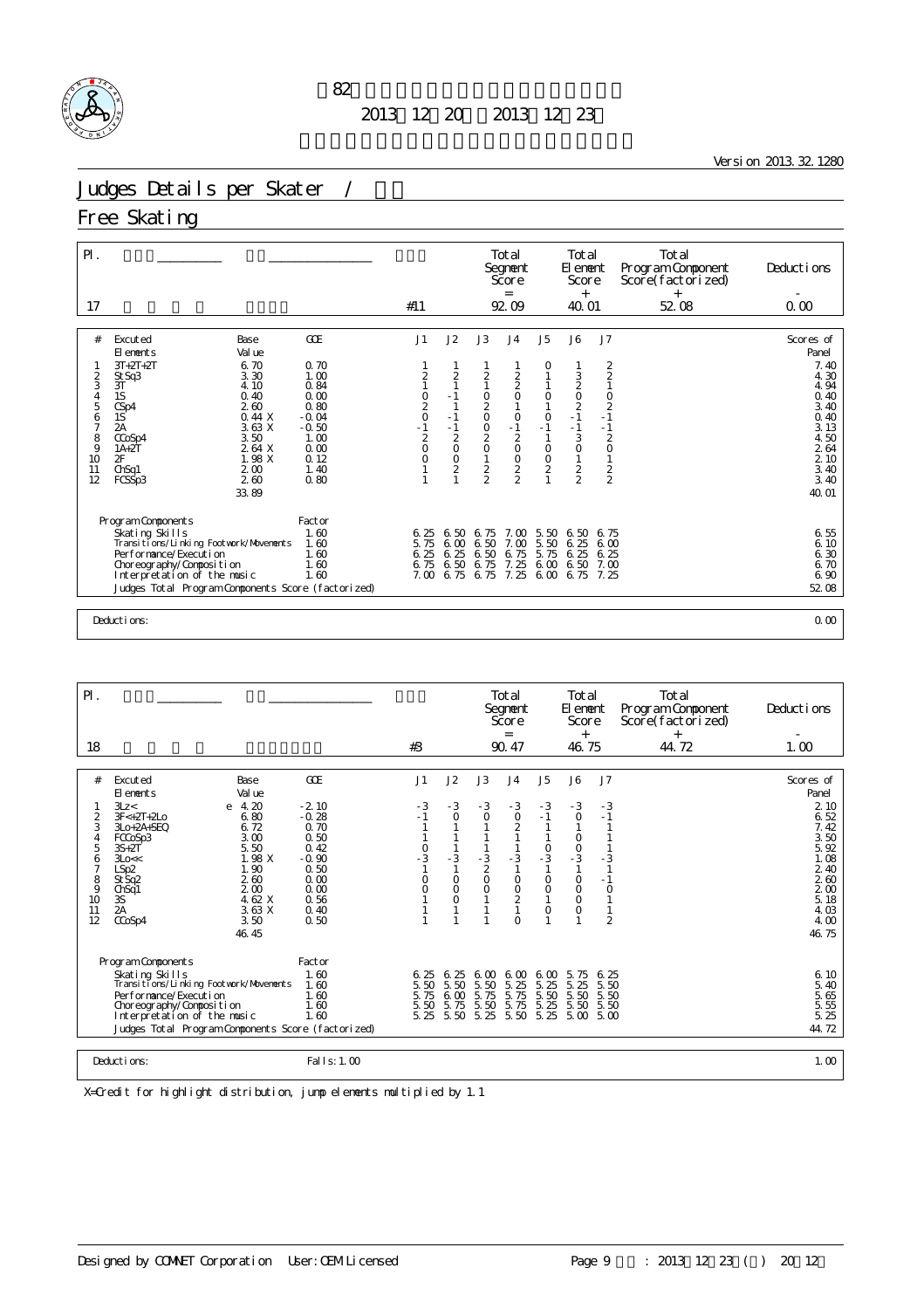第82回全日本フィギュアスケート選手権大会

2013年12月20日～2013年12月23日

Version 2013.32.1280

# Judges Details per Skater / 女子

## Free Skating

| Pl. | Name | Nation | Starting Number | Total Segment Score = | Total Element Score + | Total Program Component Score (factorized) + | Deductions - |
|---|---|---|---|---|---|---|---|
| 17 | | | #11 | 92.09 | 40.01 | 52.08 | 0.00 |

| # | Executed Elements | Base Value | GOE | J1 | J2 | J3 | J4 | J5 | J6 | J7 | Scores of Panel |
|---|---|---|---|---|---|---|---|---|---|---|---|
| 1 | 3T+2T+2T | 6.70 | 0.70 | 1 | 1 | 1 | 1 | 0 | 1 | 2 | 7.40 |
| 2 | StSq3 | 3.30 | 1.00 | 2 | 2 | 2 | 2 | 1 | 3 | 2 | 4.30 |
| 3 | 3T | 4.10 | 0.84 | 1 | 1 | 1 | 2 | 1 | 2 | 1 | 4.94 |
| 4 | 1S | 0.40 | 0.00 | 0 | -1 | 0 | 0 | 0 | 0 | 0 | 0.40 |
| 5 | CSp4 | 2.60 | 0.80 | 2 | 1 | 2 | 1 | 1 | 2 | 2 | 3.40 |
| 6 | 1S | 0.44 X | -0.04 | 0 | -1 | 0 | 0 | 0 | -1 | -1 | 0.40 |
| 7 | 2A | 3.63 X | -0.50 | -1 | -1 | 0 | -1 | -1 | -1 | -1 | 3.13 |
| 8 | CCoSp4 | 3.50 | 1.00 | 2 | 2 | 2 | 2 | 1 | 3 | 2 | 4.50 |
| 9 | 1A+2T | 2.64 X | 0.00 | 0 | 0 | 0 | 0 | 0 | 0 | 0 | 2.64 |
| 10 | 2F | 1.98 X | 0.12 | 0 | 0 | 1 | 0 | 0 | 1 | 1 | 2.10 |
| 11 | ChSq1 | 2.00 | 1.40 | 1 | 2 | 2 | 2 | 2 | 2 | 2 | 3.40 |
| 12 | FCSSp3 | 2.60 | 0.80 | 1 | 1 | 2 | 2 | 1 | 2 | 2 | 3.40 |
| | | 33.89 | | | | | | | | | 40.01 |

| Program Components | Factor | J1 | J2 | J3 | J4 | J5 | J6 | J7 | Scores of Panel |
|---|---|---|---|---|---|---|---|---|---|
| Skating Skills | 1.60 | 6.25 | 6.50 | 6.75 | 7.00 | 5.50 | 6.50 | 6.75 | 6.55 |
| Transitions/Linking Footwork/Movements | 1.60 | 5.75 | 6.00 | 6.50 | 7.00 | 5.50 | 6.25 | 6.00 | 6.10 |
| Performance/Execution | 1.60 | 6.25 | 6.25 | 6.50 | 6.75 | 5.75 | 6.25 | 6.25 | 6.30 |
| Choreography/Composition | 1.60 | 6.75 | 6.50 | 6.75 | 7.25 | 6.00 | 6.50 | 7.00 | 6.70 |
| Interpretation of the music | 1.60 | 7.00 | 6.75 | 6.75 | 7.25 | 6.00 | 6.75 | 7.25 | 6.90 |
| Judges Total Program Components Score (factorized) | | | | | | | | | 52.08 |

Deductions: 0.00

| Pl. | Name | Nation | Starting Number | Total Segment Score = | Total Element Score + | Total Program Component Score (factorized) + | Deductions - |
|---|---|---|---|---|---|---|---|
| 18 | | | #3 | 90.47 | 46.75 | 44.72 | 1.00 |

| # | Executed Elements | Base Value | GOE | J1 | J2 | J3 | J4 | J5 | J6 | J7 | Scores of Panel |
|---|---|---|---|---|---|---|---|---|---|---|---|
| 1 | 3Lz< | e 4.20 | -2.10 | -3 | -3 | -3 | -3 | -3 | -3 | -3 | 2.10 |
| 2 | 3F<+2T+2Lo | 6.80 | -0.28 | -1 | 0 | 0 | 0 | -1 | 0 | -1 | 6.52 |
| 3 | 3Lo+2A+SEQ | 6.72 | 0.70 | 1 | 1 | 1 | 2 | 1 | 1 | 1 | 7.42 |
| 4 | FCCoSp3 | 3.00 | 0.50 | 1 | 1 | 1 | 1 | 1 | 0 | 1 | 3.50 |
| 5 | 3S+2T | 5.50 | 0.42 | 0 | 1 | 1 | 1 | 0 | 0 | 1 | 5.92 |
| 6 | 3Lo<< | 1.98 X | -0.90 | -3 | -3 | -3 | -3 | -3 | -3 | -3 | 1.08 |
| 7 | LSp2 | 1.90 | 0.50 | 1 | 1 | 2 | 1 | 1 | 1 | 1 | 2.40 |
| 8 | StSq2 | 2.60 | 0.00 | 0 | 0 | 0 | 0 | 0 | 0 | -1 | 2.60 |
| 9 | ChSq1 | 2.00 | 0.00 | 0 | 0 | 0 | 0 | 0 | 0 | 0 | 2.00 |
| 10 | 3S | 4.62 X | 0.56 | 1 | 0 | 1 | 2 | 1 | 0 | 1 | 5.18 |
| 11 | 2A | 3.63 X | 0.40 | 1 | 1 | 1 | 1 | 0 | 0 | 1 | 4.03 |
| 12 | CCoSp4 | 3.50 | 0.50 | 1 | 1 | 1 | 0 | 1 | 1 | 2 | 4.00 |
| | | 46.45 | | | | | | | | | 46.75 |

| Program Components | Factor | J1 | J2 | J3 | J4 | J5 | J6 | J7 | Scores of Panel |
|---|---|---|---|---|---|---|---|---|---|
| Skating Skills | 1.60 | 6.25 | 6.25 | 6.00 | 6.00 | 6.00 | 5.75 | 6.25 | 6.10 |
| Transitions/Linking Footwork/Movements | 1.60 | 5.50 | 5.50 | 5.50 | 5.25 | 5.25 | 5.25 | 5.50 | 5.40 |
| Performance/Execution | 1.60 | 5.75 | 6.00 | 5.75 | 5.75 | 5.50 | 5.50 | 5.50 | 5.65 |
| Choreography/Composition | 1.60 | 5.50 | 5.75 | 5.50 | 5.75 | 5.25 | 5.50 | 5.50 | 5.55 |
| Interpretation of the music | 1.60 | 5.25 | 5.50 | 5.25 | 5.50 | 5.25 | 5.00 | 5.00 | 5.25 |
| Judges Total Program Components Score (factorized) | | | | | | | | | 44.72 |

Deductions: Falls: 1.00 — 1.00

X=Credit for highlight distribution, jump elements multiplied by 1.1

Designed by COMNET Corporation User: OEM Licensed

印刷日時: 2013年12月23日(月) 20:12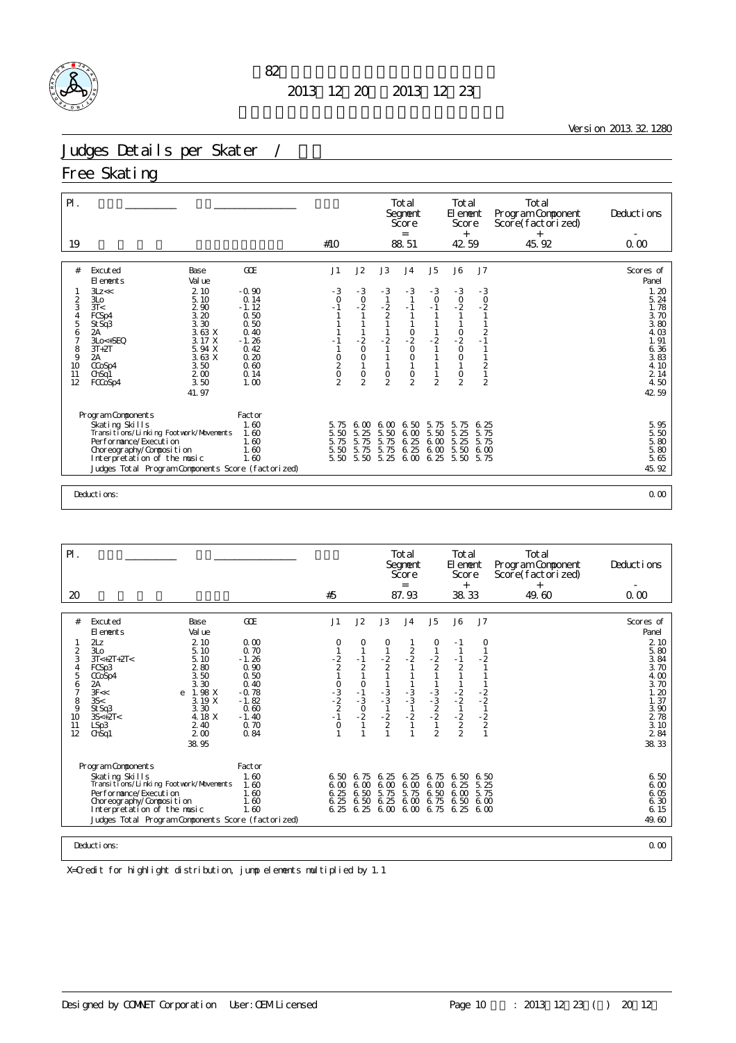第82回全日本フィギュアスケート選手権大会

2013年12月20日 ～ 2013年12月23日

Version 2013.32.1280

# Judges Details per Skater / 女子

## Free Skating

| Pl. | Name | Nation | Starting Number | Total Segment Score | Total Element Score | Total Program Component Score (factorized) | Total Deductions |
|---|---|---|---|---|---|---|---|
| 19 | | | #10 | 88.51 | 42.59 | 45.92 | 0.00 |

| # | Executed Elements | | Base Value | GOE | J1 | J2 | J3 | J4 | J5 | J6 | J7 | Scores of Panel |
|---|---|---|---|---|---|---|---|---|---|---|---|---|
| 1 | 3Lz<< | | 2.10 | -0.90 | -3 | -3 | -3 | -3 | -3 | -3 | -3 | 1.20 |
| 2 | 3Lo | | 5.10 | 0.14 | 0 | 0 | 1 | 1 | 0 | 0 | 0 | 5.24 |
| 3 | 3T< | | 2.90 | -1.12 | -1 | -2 | -2 | -1 | -1 | -2 | -2 | 1.78 |
| 4 | FCSp4 | | 3.20 | 0.50 | 1 | 1 | 2 | 1 | 1 | 1 | 1 | 3.70 |
| 5 | StSq3 | | 3.30 | 0.50 | 1 | 1 | 1 | 1 | 1 | 1 | 1 | 3.80 |
| 6 | 2A | | 3.63 X | 0.40 | 1 | 1 | 1 | 0 | 1 | 0 | 2 | 4.03 |
| 7 | 3Lo<+SEQ | | 3.17 X | -1.26 | -1 | -2 | -2 | -2 | -2 | -2 | -1 | 1.91 |
| 8 | 3T+2T | | 5.94 X | 0.42 | 1 | 0 | 1 | 0 | 1 | 0 | 1 | 6.36 |
| 9 | 2A | | 3.63 X | 0.20 | 0 | 0 | 1 | 0 | 1 | 0 | 1 | 3.83 |
| 10 | CCoSp4 | | 3.50 | 0.60 | 2 | 1 | 1 | 1 | 1 | 1 | 2 | 4.10 |
| 11 | ChSq1 | | 2.00 | 0.14 | 0 | 0 | 0 | 0 | 1 | 0 | 1 | 2.14 |
| 12 | FCCoSp4 | | 3.50 | 1.00 | 2 | 2 | 2 | 2 | 2 | 2 | 2 | 4.50 |
| | | | 41.97 | | | | | | | | | 42.59 |

| Program Components | Factor | J1 | J2 | J3 | J4 | J5 | J6 | J7 | |
|---|---|---|---|---|---|---|---|---|---|
| Skating Skills | 1.60 | 5.75 | 6.00 | 6.00 | 6.50 | 5.75 | 5.75 | 6.25 | 5.95 |
| Transitions/Linking Footwork/Movements | 1.60 | 5.50 | 5.25 | 5.50 | 6.00 | 5.50 | 5.25 | 5.75 | 5.50 |
| Performance/Execution | 1.60 | 5.75 | 5.75 | 5.75 | 6.25 | 6.00 | 5.25 | 5.75 | 5.80 |
| Choreography/Composition | 1.60 | 5.50 | 5.75 | 5.75 | 6.25 | 6.00 | 5.50 | 6.00 | 5.80 |
| Interpretation of the music | 1.60 | 5.50 | 5.50 | 5.25 | 6.00 | 6.25 | 5.50 | 5.75 | 5.65 |
| Judges Total Program Components Score (factorized) | | | | | | | | | 45.92 |

Deductions: 0.00

| Pl. | Name | Nation | Starting Number | Total Segment Score | Total Element Score | Total Program Component Score (factorized) | Total Deductions |
|---|---|---|---|---|---|---|---|
| 20 | | | #5 | 87.93 | 38.33 | 49.60 | 0.00 |

| # | Executed Elements | | Base Value | GOE | J1 | J2 | J3 | J4 | J5 | J6 | J7 | Scores of Panel |
|---|---|---|---|---|---|---|---|---|---|---|---|---|
| 1 | 2Lz | | 2.10 | 0.00 | 0 | 0 | 0 | 1 | 0 | -1 | 0 | 2.10 |
| 2 | 3Lo | | 5.10 | 0.70 | 1 | 1 | 1 | 2 | 1 | 1 | 1 | 5.80 |
| 3 | 3T<+2T+2T< | | 5.10 | -1.26 | -2 | -1 | -2 | -2 | -2 | -1 | -2 | 3.84 |
| 4 | FCSp3 | | 2.80 | 0.90 | 2 | 2 | 2 | 1 | 2 | 2 | 1 | 3.70 |
| 5 | CCoSp4 | | 3.50 | 0.50 | 1 | 1 | 1 | 1 | 1 | 1 | 1 | 4.00 |
| 6 | 2A | | 3.30 | 0.40 | 0 | 0 | 1 | 1 | 1 | 1 | 1 | 3.70 |
| 7 | 3F<< | e | 1.98 X | -0.78 | -3 | -1 | -3 | -3 | -3 | -2 | -2 | 1.20 |
| 8 | 3S< | | 3.19 X | -1.82 | -2 | -3 | -3 | -3 | -3 | -2 | -2 | 1.37 |
| 9 | StSq3 | | 3.30 | 0.60 | 2 | 0 | 1 | 1 | 2 | 1 | 1 | 3.90 |
| 10 | 3S<+2T< | | 4.18 X | -1.40 | -1 | -2 | -2 | -2 | -2 | -2 | -2 | 2.78 |
| 11 | LSp3 | | 2.40 | 0.70 | 0 | 1 | 2 | 1 | 1 | 2 | 2 | 3.10 |
| 12 | ChSq1 | | 2.00 | 0.84 | 1 | 1 | 1 | 1 | 2 | 2 | 1 | 2.84 |
| | | | 38.95 | | | | | | | | | 38.33 |

| Program Components | Factor | J1 | J2 | J3 | J4 | J5 | J6 | J7 | |
|---|---|---|---|---|---|---|---|---|---|
| Skating Skills | 1.60 | 6.50 | 6.75 | 6.25 | 6.25 | 6.75 | 6.50 | 6.50 | 6.50 |
| Transitions/Linking Footwork/Movements | 1.60 | 6.00 | 6.00 | 6.00 | 6.00 | 6.00 | 6.25 | 5.25 | 6.00 |
| Performance/Execution | 1.60 | 6.25 | 6.50 | 5.75 | 5.75 | 6.50 | 6.00 | 5.75 | 6.05 |
| Choreography/Composition | 1.60 | 6.25 | 6.50 | 6.25 | 6.00 | 6.75 | 6.50 | 6.00 | 6.30 |
| Interpretation of the music | 1.60 | 6.25 | 6.25 | 6.00 | 6.00 | 6.75 | 6.25 | 6.00 | 6.15 |
| Judges Total Program Components Score (factorized) | | | | | | | | | 49.60 |

Deductions: 0.00

X=Credit for highlight distribution, jump elements multiplied by 1.1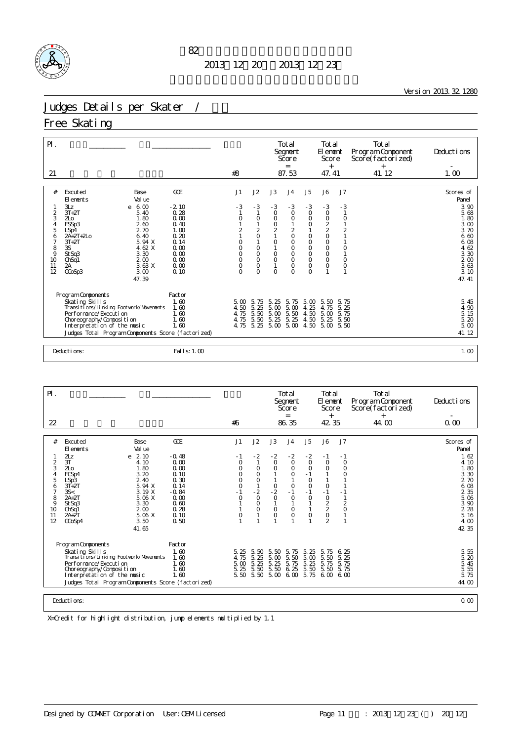第82回全日本フィギュアスケート選手権大会

2013年12月20日～2013年12月23日

Version 2013.32.1280

# Judges Details per Skater / 男子

## Free Skating

| Pl. | Name | Nation | Starting Number | Total Segment Score = | Total Element Score + | Total Program Component Score (factorized) + | Deductions - |
|---|---|---|---|---|---|---|---|
| 21 | | | #8 | 87.53 | 47.41 | 41.12 | 1.00 |

| # | Executed Elements | | Base Value | GOE | J1 | J2 | J3 | J4 | J5 | J6 | J7 | Scores of Panel |
|---|---|---|---|---|---|---|---|---|---|---|---|---|
| 1 | 3Lz | e | 6.00 | -2.10 | -3 | -3 | -3 | -3 | -3 | -3 | -3 | 3.90 |
| 2 | 3T+2T | | 5.40 | 0.28 | 1 | 1 | 0 | 0 | 0 | 0 | 1 | 5.68 |
| 3 | 2Lo | | 1.80 | 0.00 | 0 | 0 | 0 | 0 | 0 | 0 | 0 | 1.80 |
| 4 | FSSp3 | | 2.60 | 0.40 | 1 | 1 | 0 | 1 | 0 | 2 | 1 | 3.00 |
| 5 | LSp4 | | 2.70 | 1.00 | 2 | 2 | 2 | 2 | 1 | 2 | 2 | 3.70 |
| 6 | 2A+2T+2Lo | | 6.40 | 0.20 | 1 | 0 | 1 | 0 | 0 | 0 | 1 | 6.60 |
| 7 | 3T+2T | | 5.94 X | 0.14 | 0 | 1 | 0 | 0 | 0 | 0 | 1 | 6.08 |
| 8 | 3S | | 4.62 X | 0.00 | 0 | 0 | 1 | 0 | 0 | 0 | 0 | 4.62 |
| 9 | StSq3 | | 3.30 | 0.00 | 0 | 0 | 0 | 0 | 0 | 0 | 1 | 3.30 |
| 10 | ChSq1 | | 2.00 | 0.00 | 0 | 0 | 0 | 0 | 0 | 0 | 0 | 2.00 |
| 11 | 2A | | 3.63 X | 0.00 | 0 | 0 | 1 | 0 | 0 | 0 | 0 | 3.63 |
| 12 | CCoSp3 | | 3.00 | 0.10 | 0 | 0 | 0 | 0 | 0 | 1 | 1 | 3.10 |
| | | | 47.39 | | | | | | | | | 47.41 |

| Program Components | Factor | J1 | J2 | J3 | J4 | J5 | J6 | J7 | |
|---|---|---|---|---|---|---|---|---|---|
| Skating Skills | 1.60 | 5.00 | 5.75 | 5.25 | 5.75 | 5.00 | 5.50 | 5.75 | 5.45 |
| Transitions/Linking Footwork/Movements | 1.60 | 4.50 | 5.25 | 5.00 | 5.00 | 4.25 | 4.75 | 5.25 | 4.90 |
| Performance/Execution | 1.60 | 4.75 | 5.50 | 5.00 | 5.50 | 4.50 | 5.00 | 5.75 | 5.15 |
| Choreography/Composition | 1.60 | 4.75 | 5.50 | 5.25 | 5.25 | 4.50 | 5.25 | 5.50 | 5.20 |
| Interpretation of the music | 1.60 | 4.75 | 5.25 | 5.00 | 5.00 | 4.50 | 5.00 | 5.50 | 5.00 |
| Judges Total Program Components Score (factorized) | | | | | | | | | 41.12 |

Deductions: Falls: 1.00 — 1.00

| Pl. | Name | Nation | Starting Number | Total Segment Score = | Total Element Score + | Total Program Component Score (factorized) + | Deductions - |
|---|---|---|---|---|---|---|---|
| 22 | | | #6 | 86.35 | 42.35 | 44.00 | 0.00 |

| # | Executed Elements | | Base Value | GOE | J1 | J2 | J3 | J4 | J5 | J6 | J7 | Scores of Panel |
|---|---|---|---|---|---|---|---|---|---|---|---|---|
| 1 | 2Lz | e | 2.10 | -0.48 | -1 | -2 | -2 | -2 | -2 | -1 | -1 | 1.62 |
| 2 | 3T | | 4.10 | 0.00 | 0 | 1 | 0 | 0 | 0 | 0 | 0 | 4.10 |
| 3 | 2Lo | | 1.80 | 0.00 | 0 | 0 | 0 | 0 | 0 | 0 | 0 | 1.80 |
| 4 | FCSp4 | | 3.20 | 0.10 | 0 | 0 | 1 | 0 | -1 | 1 | 0 | 3.30 |
| 5 | LSp3 | | 2.40 | 0.30 | 0 | 0 | 1 | 1 | 0 | 1 | 1 | 2.70 |
| 6 | 3T+2T | | 5.94 X | 0.14 | 0 | 1 | 0 | 0 | 0 | 0 | 1 | 6.08 |
| 7 | 3S< | | 3.19 X | -0.84 | -1 | -2 | -2 | -1 | -1 | -1 | -1 | 2.35 |
| 8 | 2A+2T | | 5.06 X | 0.00 | 0 | 0 | 0 | 0 | 0 | 0 | 1 | 5.06 |
| 9 | StSq3 | | 3.30 | 0.60 | 1 | 0 | 1 | 1 | 1 | 2 | 2 | 3.90 |
| 10 | ChSq1 | | 2.00 | 0.28 | 1 | 0 | 0 | 0 | 1 | 2 | 0 | 2.28 |
| 11 | 2A+2T | | 5.06 X | 0.10 | 0 | 1 | 0 | 0 | 0 | 0 | 1 | 5.16 |
| 12 | CCoSp4 | | 3.50 | 0.50 | 1 | 1 | 1 | 1 | 1 | 2 | 1 | 4.00 |
| | | | 41.65 | | | | | | | | | 42.35 |

| Program Components | Factor | J1 | J2 | J3 | J4 | J5 | J6 | J7 | |
|---|---|---|---|---|---|---|---|---|---|
| Skating Skills | 1.60 | 5.25 | 5.50 | 5.50 | 5.75 | 5.25 | 5.75 | 6.25 | 5.55 |
| Transitions/Linking Footwork/Movements | 1.60 | 4.75 | 5.25 | 5.00 | 5.50 | 5.00 | 5.50 | 5.25 | 5.20 |
| Performance/Execution | 1.60 | 5.00 | 5.25 | 5.25 | 5.75 | 5.25 | 5.75 | 5.75 | 5.45 |
| Choreography/Composition | 1.60 | 5.25 | 5.50 | 5.50 | 6.25 | 5.50 | 5.50 | 5.75 | 5.55 |
| Interpretation of the music | 1.60 | 5.50 | 5.50 | 5.00 | 6.00 | 5.75 | 6.00 | 6.00 | 5.75 |
| Judges Total Program Components Score (factorized) | | | | | | | | | 44.00 |

Deductions: 0.00

X=Credit for highlight distribution, jump elements multiplied by 1.1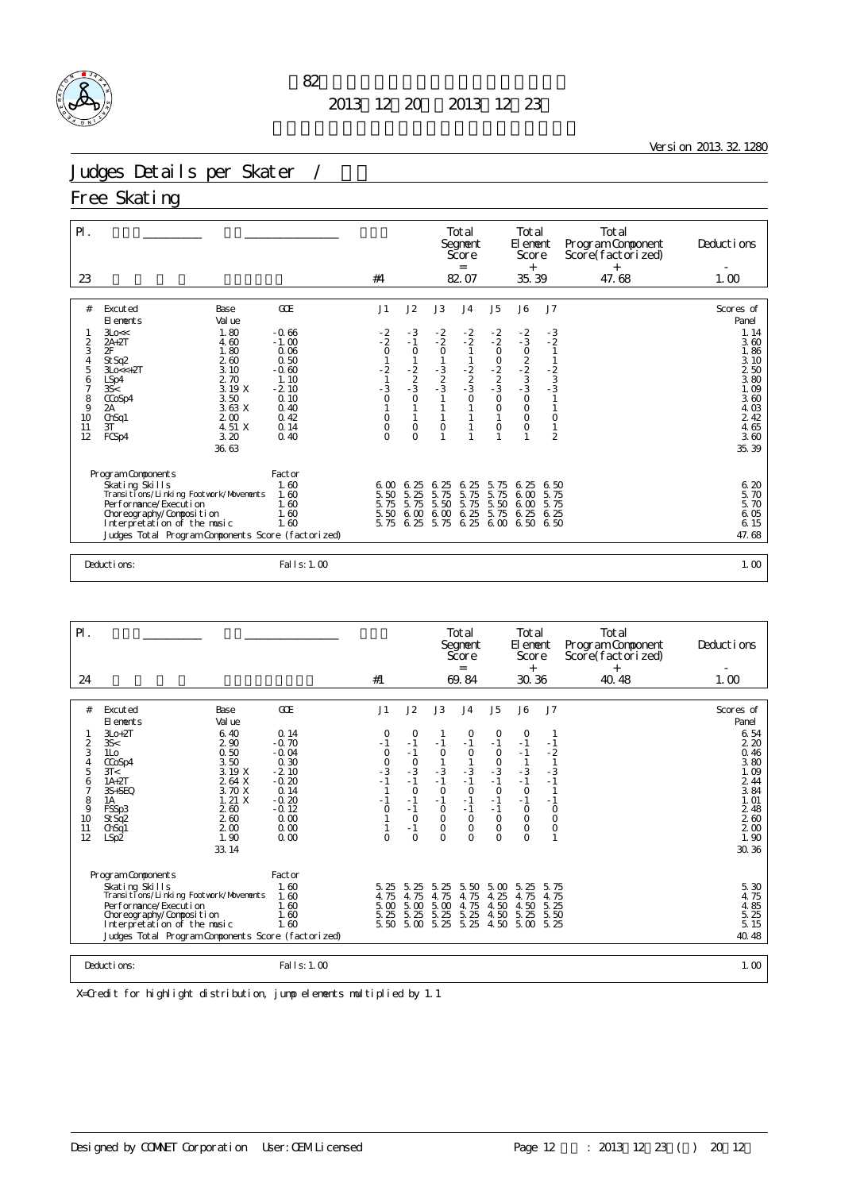第82回全日本フィギュアスケート選手権大会

2013年12月20日～2013年12月23日

Version 2013.32.1280

# Judges Details per Skater / 女子

## Free Skating

| Pl. | Name | Nation | Starting Number | Total Segment Score = | Total Element Score + | Total Program Component Score (factorized) + | Deductions - |
|---|---|---|---|---|---|---|---|
| 23 | | | #4 | 82.07 | 35.39 | 47.68 | 1.00 |

| # | Executed Elements | Base Value | GOE | J1 | J2 | J3 | J4 | J5 | J6 | J7 | Scores of Panel |
|---|---|---|---|---|---|---|---|---|---|---|---|
| 1 | 3Lo<< | 1.80 | -0.66 | -2 | -3 | -2 | -2 | -2 | -2 | -3 | 1.14 |
| 2 | 2A+2T | 4.60 | -1.00 | -2 | -1 | -2 | -2 | -2 | -3 | -2 | 3.60 |
| 3 | 2F | 1.80 | 0.06 | 0 | 0 | 0 | 1 | 0 | 0 | 1 | 1.86 |
| 4 | StSq2 | 2.60 | 0.50 | 1 | 1 | 1 | 1 | 0 | 2 | 1 | 3.10 |
| 5 | 3Lo<<+2T | 3.10 | -0.60 | -2 | -2 | -3 | -2 | -2 | -2 | -2 | 2.50 |
| 6 | LSp4 | 2.70 | 1.10 | 1 | 2 | 2 | 2 | 2 | 3 | 3 | 3.80 |
| 7 | 3S< | 3.19 X | -2.10 | -3 | -3 | -3 | -3 | -3 | -3 | -3 | 1.09 |
| 8 | CCoSp4 | 3.50 | 0.10 | 0 | 0 | 1 | 0 | 0 | 0 | 1 | 3.60 |
| 9 | 2A | 3.63 X | 0.40 | 1 | 1 | 1 | 1 | 0 | 0 | 1 | 4.03 |
| 10 | ChSq1 | 2.00 | 0.42 | 0 | 1 | 1 | 1 | 1 | 0 | 0 | 2.42 |
| 11 | 3T | 4.51 X | 0.14 | 0 | 0 | 0 | 1 | 0 | 0 | 1 | 4.65 |
| 12 | FCSp4 | 3.20 | 0.40 | 0 | 0 | 1 | 1 | 1 | 1 | 2 | 3.60 |
| | | 36.63 | | | | | | | | | 35.39 |

| Program Components | Factor | J1 | J2 | J3 | J4 | J5 | J6 | J7 | |
|---|---|---|---|---|---|---|---|---|---|
| Skating Skills | 1.60 | 6.00 | 6.25 | 6.25 | 6.25 | 5.75 | 6.25 | 6.50 | 6.20 |
| Transitions/Linking Footwork/Movements | 1.60 | 5.50 | 5.25 | 5.75 | 5.75 | 5.75 | 6.00 | 5.75 | 5.70 |
| Performance/Execution | 1.60 | 5.75 | 5.75 | 5.50 | 5.75 | 5.50 | 6.00 | 5.75 | 5.70 |
| Choreography/Composition | 1.60 | 5.50 | 6.00 | 6.00 | 6.25 | 5.75 | 6.25 | 6.25 | 6.05 |
| Interpretation of the music | 1.60 | 5.75 | 6.25 | 5.75 | 6.25 | 6.00 | 6.50 | 6.50 | 6.15 |
| Judges Total Program Components Score (factorized) | | | | | | | | | 47.68 |

Deductions: Falls: 1.00 — 1.00

| Pl. | Name | Nation | Starting Number | Total Segment Score = | Total Element Score + | Total Program Component Score (factorized) + | Deductions - |
|---|---|---|---|---|---|---|---|
| 24 | | | #1 | 69.84 | 30.36 | 40.48 | 1.00 |

| # | Executed Elements | Base Value | GOE | J1 | J2 | J3 | J4 | J5 | J6 | J7 | Scores of Panel |
|---|---|---|---|---|---|---|---|---|---|---|---|
| 1 | 3Lo+2T | 6.40 | 0.14 | 0 | 0 | 1 | 0 | 0 | 0 | 1 | 6.54 |
| 2 | 3S< | 2.90 | -0.70 | -1 | -1 | -1 | -1 | -1 | -1 | -1 | 2.20 |
| 3 | 1Lo | 0.50 | -0.04 | 0 | -1 | 0 | 0 | 0 | -1 | -2 | 0.46 |
| 4 | CCoSp4 | 3.50 | 0.30 | 0 | 0 | 1 | 1 | 0 | 1 | 1 | 3.80 |
| 5 | 3T< | 3.19 X | -2.10 | -3 | -3 | -3 | -3 | -3 | -3 | -3 | 1.09 |
| 6 | 1A+2T | 2.64 X | -0.20 | -1 | -1 | -1 | -1 | -1 | -1 | -1 | 2.44 |
| 7 | 3S+SEQ | 3.70 X | 0.14 | 1 | 0 | 0 | 0 | 0 | 0 | 1 | 3.84 |
| 8 | 1A | 1.21 X | -0.20 | -1 | -1 | -1 | -1 | -1 | -1 | -1 | 1.01 |
| 9 | FSSp3 | 2.60 | -0.12 | 0 | -1 | 0 | -1 | -1 | 0 | 0 | 2.48 |
| 10 | StSq2 | 2.60 | 0.00 | 1 | 0 | 0 | 0 | 0 | 0 | 0 | 2.60 |
| 11 | ChSq1 | 2.00 | 0.00 | 1 | -1 | 0 | 0 | 0 | 0 | 0 | 2.00 |
| 12 | LSp2 | 1.90 | 0.00 | 0 | 0 | 0 | 0 | 0 | 0 | 1 | 1.90 |
| | | 33.14 | | | | | | | | | 30.36 |

| Program Components | Factor | J1 | J2 | J3 | J4 | J5 | J6 | J7 | |
|---|---|---|---|---|---|---|---|---|---|
| Skating Skills | 1.60 | 5.25 | 5.25 | 5.25 | 5.50 | 5.00 | 5.25 | 5.75 | 5.30 |
| Transitions/Linking Footwork/Movements | 1.60 | 4.75 | 4.75 | 4.75 | 4.75 | 4.25 | 4.75 | 4.75 | 4.75 |
| Performance/Execution | 1.60 | 5.00 | 5.00 | 5.00 | 4.75 | 4.50 | 4.50 | 5.25 | 4.85 |
| Choreography/Composition | 1.60 | 5.25 | 5.25 | 5.25 | 5.25 | 4.50 | 5.25 | 5.50 | 5.25 |
| Interpretation of the music | 1.60 | 5.50 | 5.00 | 5.25 | 5.25 | 4.50 | 5.00 | 5.25 | 5.15 |
| Judges Total Program Components Score (factorized) | | | | | | | | | 40.48 |

Deductions: Falls: 1.00 — 1.00

X=Credit for highlight distribution, jump elements multiplied by 1.1

Designed by COMNET Corporation User: OEM Licensed